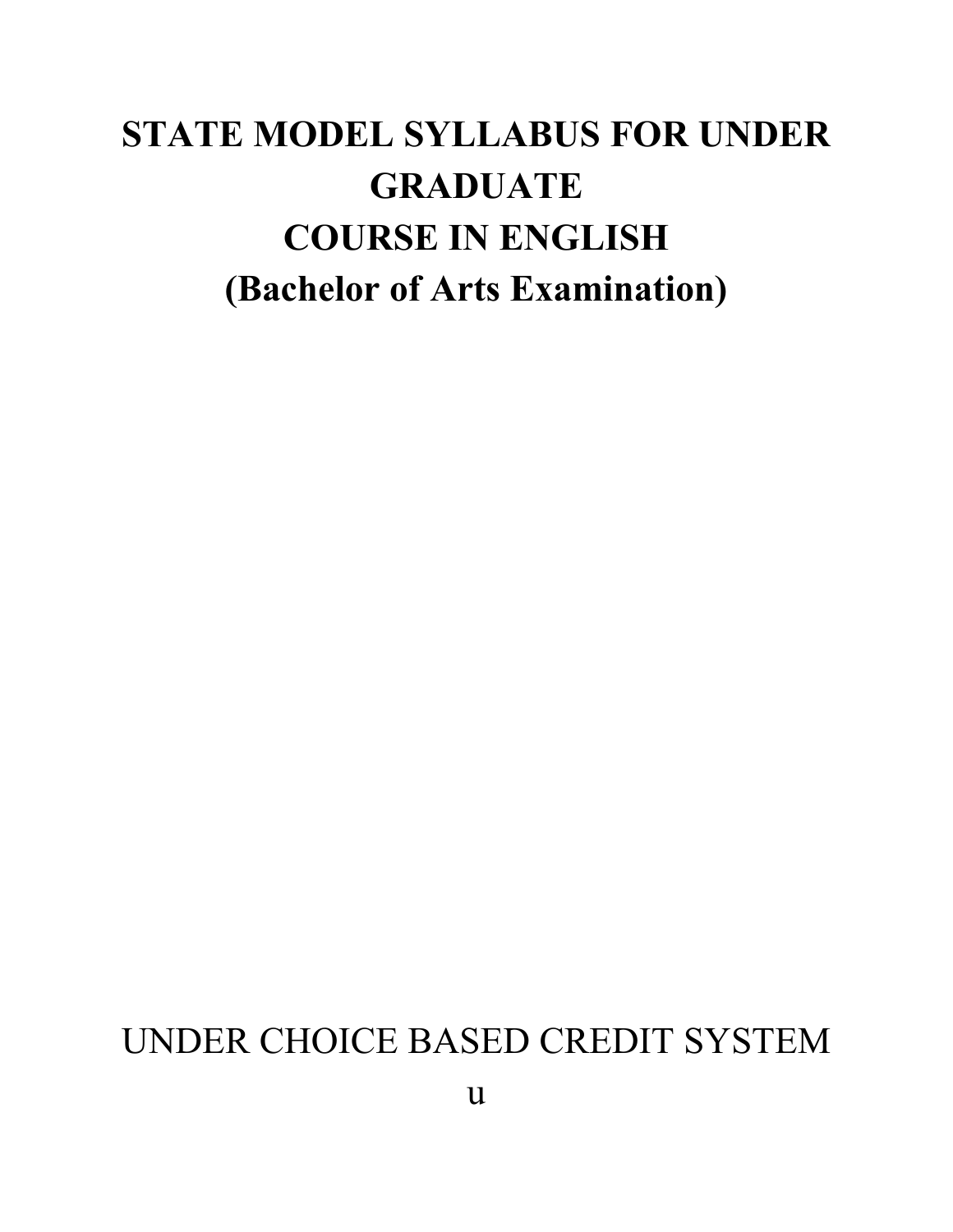# STATE MODEL SYLLABUS FOR UNDER GRADUATE COURSE IN ENGLISH (Bachelor of Arts Examination)

UNDER CHOICE BASED CREDIT SYSTEM

u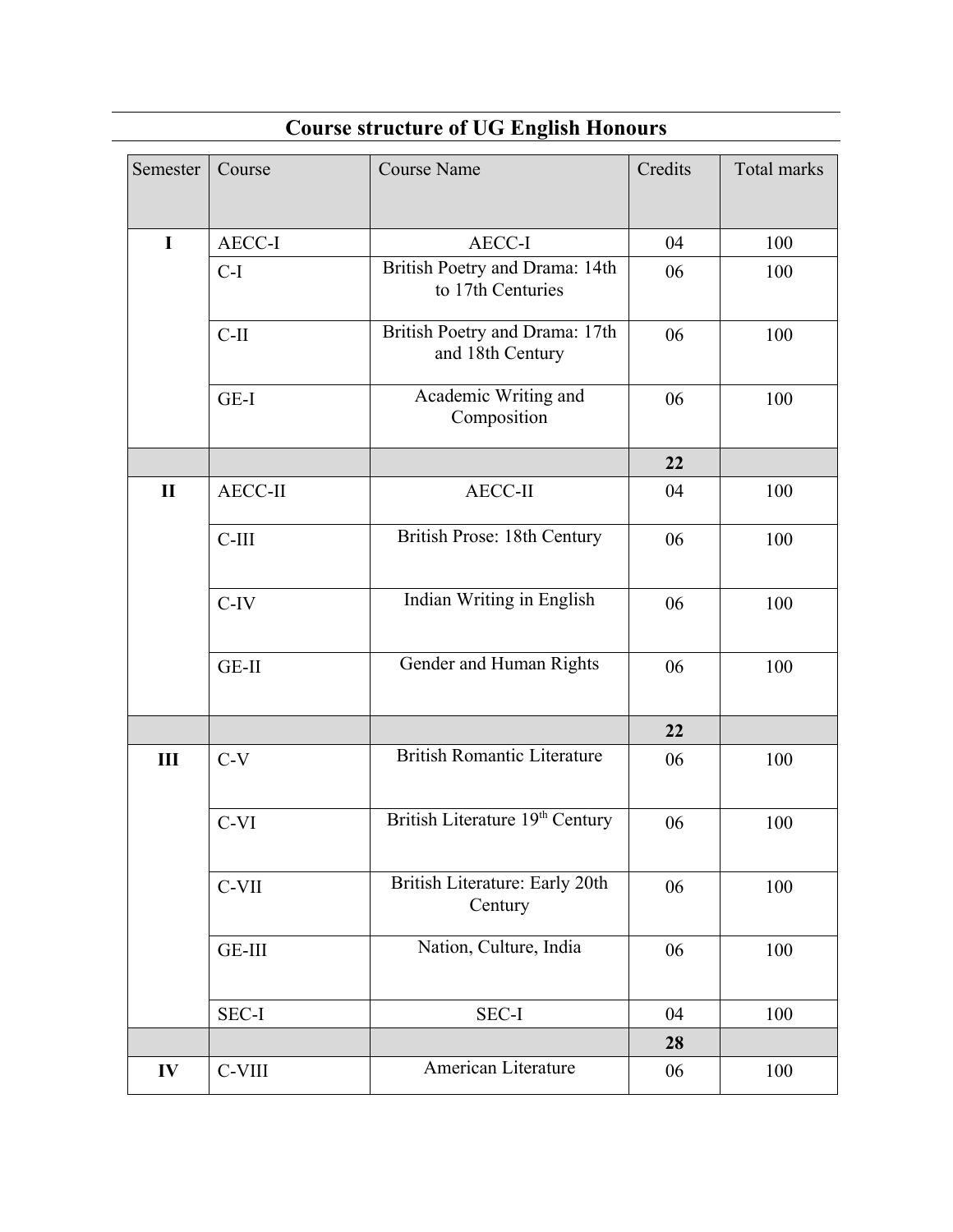## Course structure of UG English Honours

| Semester | Course | Course Name | Credits | Total marks |
|---|---|---|---|---|
| **I** | AECC-I | AECC-I | 04 | 100 |
| | C-I | British Poetry and Drama: 14th to 17th Centuries | 06 | 100 |
| | C-II | British Poetry and Drama: 17th and 18th Century | 06 | 100 |
| | GE-I | Academic Writing and Composition | 06 | 100 |
| | | | **22** | |
| **II** | AECC-II | AECC-II | 04 | 100 |
| | C-III | British Prose: 18th Century | 06 | 100 |
| | C-IV | Indian Writing in English | 06 | 100 |
| | GE-II | Gender and Human Rights | 06 | 100 |
| | | | **22** | |
| **III** | C-V | British Romantic Literature | 06 | 100 |
| | C-VI | British Literature 19th Century | 06 | 100 |
| | C-VII | British Literature: Early 20th Century | 06 | 100 |
| | GE-III | Nation, Culture, India | 06 | 100 |
| | SEC-I | SEC-I | 04 | 100 |
| | | | **28** | |
| **IV** | C-VIII | American Literature | 06 | 100 |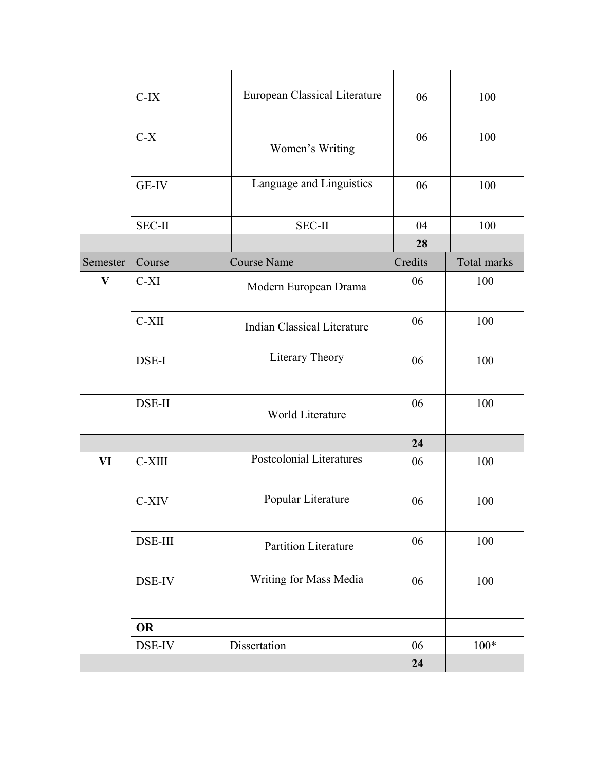| | | | | |
|---|---|---|---|---|
| | | | | |
| | C-IX | European Classical Literature | 06 | 100 |
| | C-X | Women's Writing | 06 | 100 |
| | GE-IV | Language and Linguistics | 06 | 100 |
| | SEC-II | SEC-II | 04 | 100 |
| | | | **28** | |
| Semester | Course | Course Name | Credits | Total marks |
| **V** | C-XI | Modern European Drama | 06 | 100 |
| | C-XII | Indian Classical Literature | 06 | 100 |
| | DSE-I | Literary Theory | 06 | 100 |
| | DSE-II | World Literature | 06 | 100 |
| | | | **24** | |
| **VI** | C-XIII | Postcolonial Literatures | 06 | 100 |
| | C-XIV | Popular Literature | 06 | 100 |
| | DSE-III | Partition Literature | 06 | 100 |
| | DSE-IV | Writing for Mass Media | 06 | 100 |
| | **OR** | | | |
| | DSE-IV | Dissertation | 06 | 100* |
| | | | **24** | |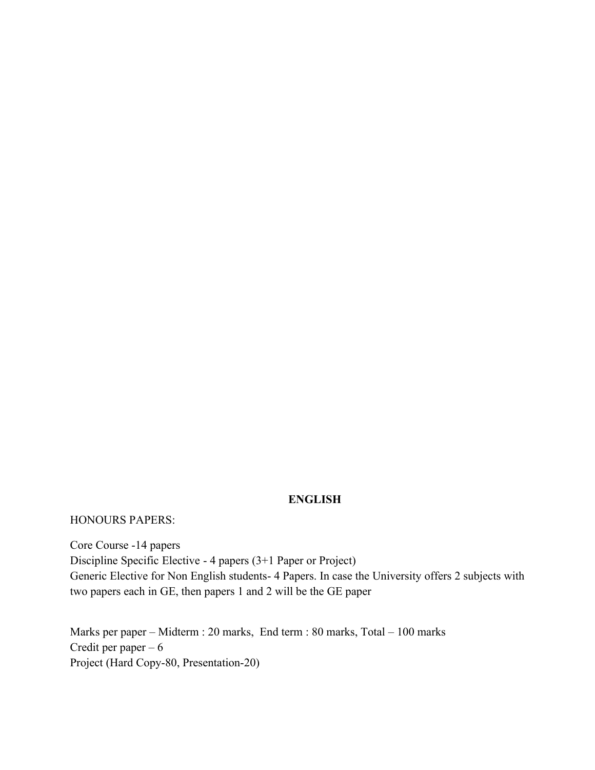# ENGLISH

HONOURS PAPERS:

Core Course -14 papers
Discipline Specific Elective - 4 papers (3+1 Paper or Project)
Generic Elective for Non English students- 4 Papers. In case the University offers 2 subjects with two papers each in GE, then papers 1 and 2 will be the GE paper

Marks per paper – Midterm : 20 marks, End term : 80 marks, Total – 100 marks
Credit per paper – 6
Project (Hard Copy-80, Presentation-20)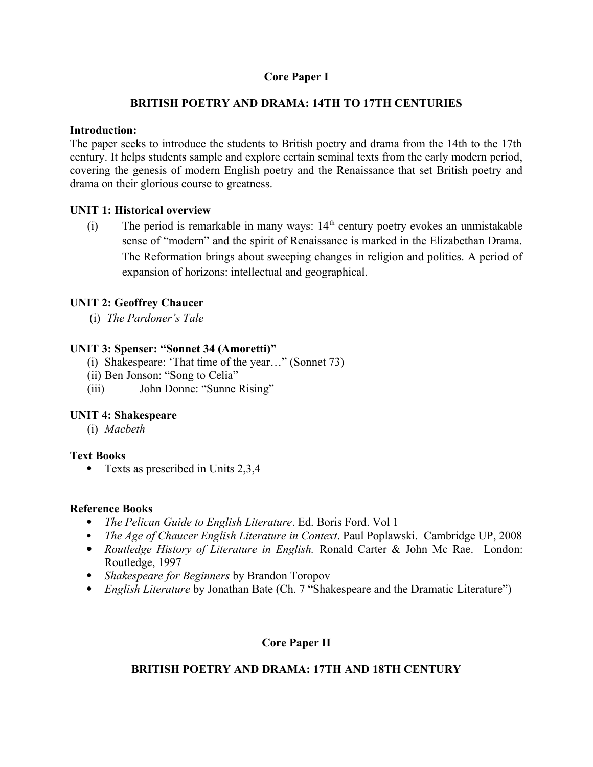## Core Paper I

## BRITISH POETRY AND DRAMA: 14TH TO 17TH CENTURIES

**Introduction:**

The paper seeks to introduce the students to British poetry and drama from the 14th to the 17th century. It helps students sample and explore certain seminal texts from the early modern period, covering the genesis of modern English poetry and the Renaissance that set British poetry and drama on their glorious course to greatness.

**UNIT 1: Historical overview**

(i) The period is remarkable in many ways: 14th century poetry evokes an unmistakable sense of "modern" and the spirit of Renaissance is marked in the Elizabethan Drama. The Reformation brings about sweeping changes in religion and politics. A period of expansion of horizons: intellectual and geographical.

**UNIT 2: Geoffrey Chaucer**

(i) *The Pardoner's Tale*

**UNIT 3: Spenser: "Sonnet 34 (Amoretti)"**

(i) Shakespeare: 'That time of the year…" (Sonnet 73)
(ii) Ben Jonson: "Song to Celia"
(iii) John Donne: "Sunne Rising"

**UNIT 4: Shakespeare**

(i) *Macbeth*

**Text Books**

- Texts as prescribed in Units 2,3,4

**Reference Books**

- *The Pelican Guide to English Literature*. Ed. Boris Ford. Vol 1
- *The Age of Chaucer English Literature in Context*. Paul Poplawski. Cambridge UP, 2008
- *Routledge History of Literature in English.* Ronald Carter & John Mc Rae. London: Routledge, 1997
- *Shakespeare for Beginners* by Brandon Toropov
- *English Literature* by Jonathan Bate (Ch. 7 "Shakespeare and the Dramatic Literature")

## Core Paper II

## BRITISH POETRY AND DRAMA: 17TH AND 18TH CENTURY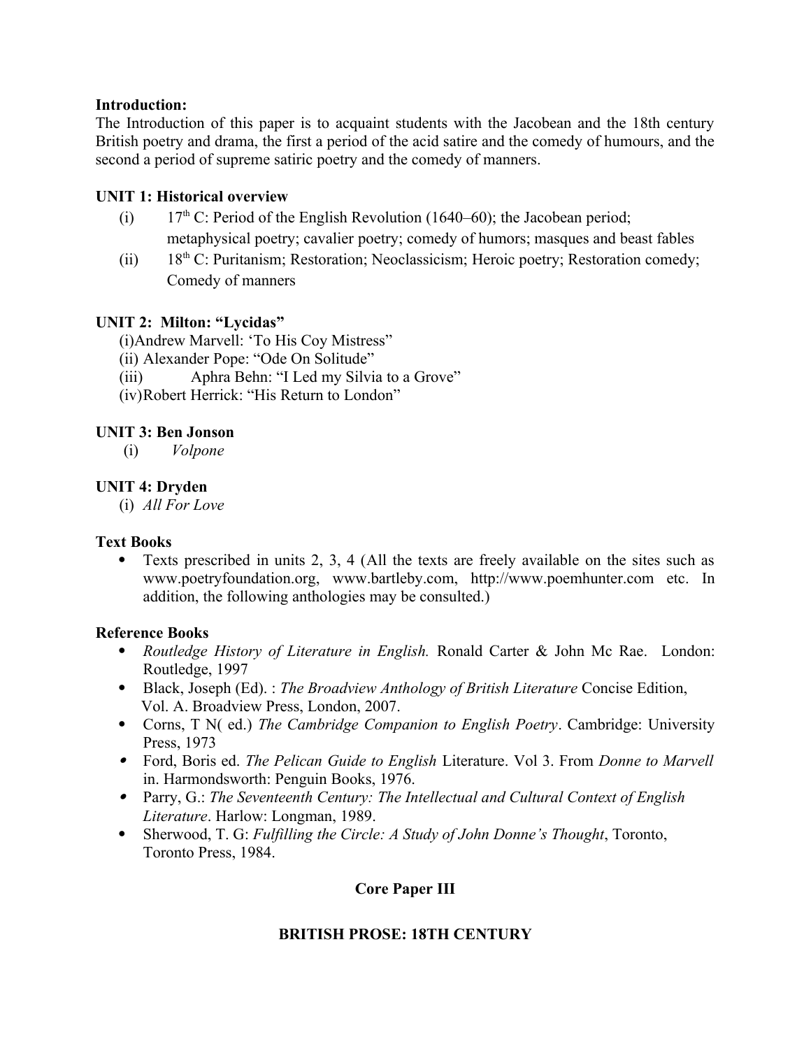**Introduction:**

The Introduction of this paper is to acquaint students with the Jacobean and the 18th century British poetry and drama, the first a period of the acid satire and the comedy of humours, and the second a period of supreme satiric poetry and the comedy of manners.

**UNIT 1: Historical overview**

(i) 17th C: Period of the English Revolution (1640–60); the Jacobean period; metaphysical poetry; cavalier poetry; comedy of humors; masques and beast fables

(ii) 18th C: Puritanism; Restoration; Neoclassicism; Heroic poetry; Restoration comedy; Comedy of manners

**UNIT 2: Milton: "Lycidas"**

(i) Andrew Marvell: 'To His Coy Mistress"

(ii) Alexander Pope: "Ode On Solitude"

(iii) Aphra Behn: "I Led my Silvia to a Grove"

(iv) Robert Herrick: "His Return to London"

**UNIT 3: Ben Jonson**

(i) *Volpone*

**UNIT 4: Dryden**

(i) *All For Love*

**Text Books**

- Texts prescribed in units 2, 3, 4 (All the texts are freely available on the sites such as www.poetryfoundation.org, www.bartleby.com, http://www.poemhunter.com etc. In addition, the following anthologies may be consulted.)

**Reference Books**

- *Routledge History of Literature in English.* Ronald Carter & John Mc Rae. London: Routledge, 1997
- Black, Joseph (Ed). : *The Broadview Anthology of British Literature* Concise Edition, Vol. A. Broadview Press, London, 2007.
- Corns, T N( ed.) *The Cambridge Companion to English Poetry*. Cambridge: University Press, 1973
- Ford, Boris ed. *The Pelican Guide to English* Literature. Vol 3. From *Donne to Marvell* in. Harmondsworth: Penguin Books, 1976.
- Parry, G.: *The Seventeenth Century: The Intellectual and Cultural Context of English Literature*. Harlow: Longman, 1989.
- Sherwood, T. G: *Fulfilling the Circle: A Study of John Donne's Thought*, Toronto, Toronto Press, 1984.

**Core Paper III**

**BRITISH PROSE: 18TH CENTURY**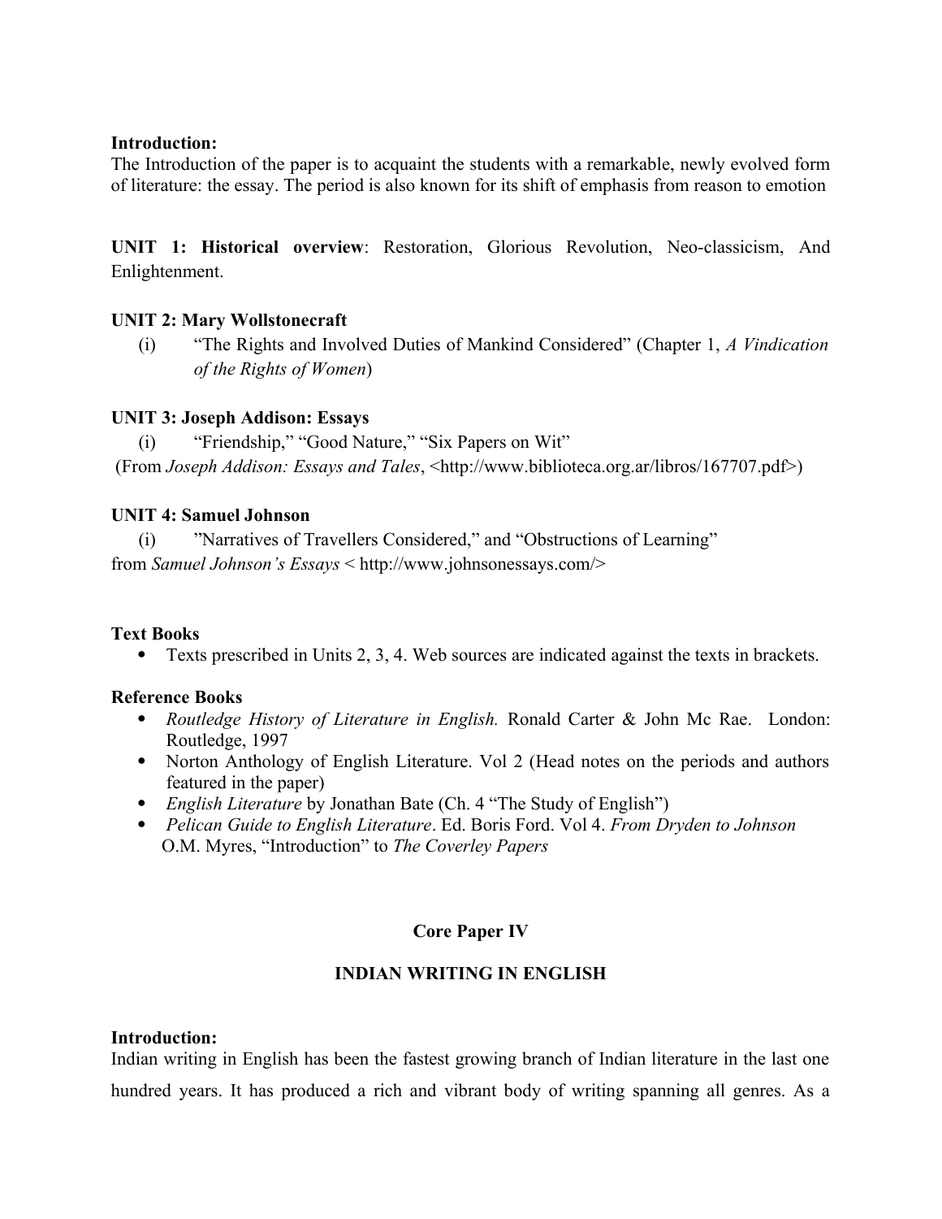**Introduction:**
The Introduction of the paper is to acquaint the students with a remarkable, newly evolved form of literature: the essay. The period is also known for its shift of emphasis from reason to emotion

**UNIT 1: Historical overview**: Restoration, Glorious Revolution, Neo-classicism, And Enlightenment.

**UNIT 2: Mary Wollstonecraft**

(i) "The Rights and Involved Duties of Mankind Considered" (Chapter 1, *A Vindication of the Rights of Women*)

**UNIT 3: Joseph Addison: Essays**

(i) "Friendship," "Good Nature," "Six Papers on Wit"
(From *Joseph Addison: Essays and Tales*, <http://www.biblioteca.org.ar/libros/167707.pdf>)

**UNIT 4: Samuel Johnson**

(i) "Narratives of Travellers Considered," and "Obstructions of Learning"
from *Samuel Johnson's Essays* < http://www.johnsonessays.com/>

**Text Books**

- Texts prescribed in Units 2, 3, 4. Web sources are indicated against the texts in brackets.

**Reference Books**

- *Routledge History of Literature in English.* Ronald Carter & John Mc Rae. London: Routledge, 1997
- Norton Anthology of English Literature. Vol 2 (Head notes on the periods and authors featured in the paper)
- *English Literature* by Jonathan Bate (Ch. 4 "The Study of English")
- *Pelican Guide to English Literature*. Ed. Boris Ford. Vol 4. *From Dryden to Johnson*
  O.M. Myres, "Introduction" to *The Coverley Papers*

## Core Paper IV

## INDIAN WRITING IN ENGLISH

**Introduction:**
Indian writing in English has been the fastest growing branch of Indian literature in the last one hundred years. It has produced a rich and vibrant body of writing spanning all genres. As a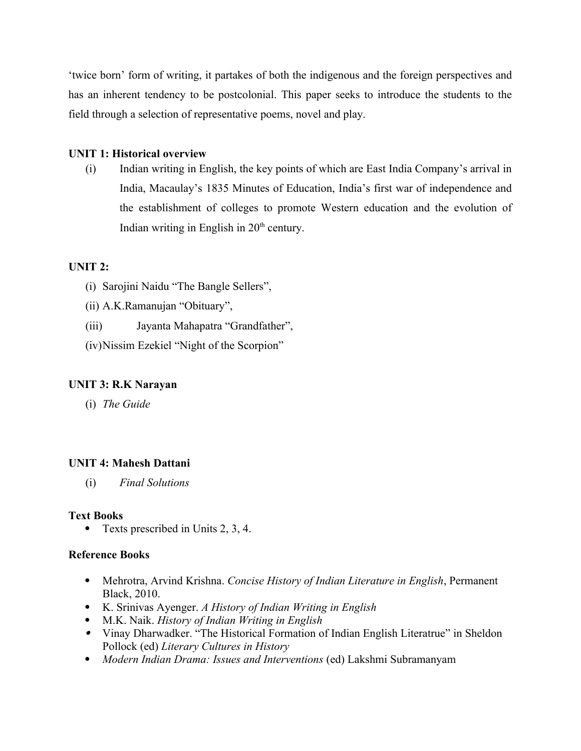'twice born' form of writing, it partakes of both the indigenous and the foreign perspectives and has an inherent tendency to be postcolonial. This paper seeks to introduce the students to the field through a selection of representative poems, novel and play.

**UNIT 1: Historical overview**

(i) Indian writing in English, the key points of which are East India Company's arrival in India, Macaulay's 1835 Minutes of Education, India's first war of independence and the establishment of colleges to promote Western education and the evolution of Indian writing in English in 20th century.

**UNIT 2:**

(i) Sarojini Naidu "The Bangle Sellers",

(ii) A.K.Ramanujan "Obituary",

(iii) Jayanta Mahapatra "Grandfather",

(iv) Nissim Ezekiel "Night of the Scorpion"

**UNIT 3: R.K Narayan**

(i) *The Guide*

**UNIT 4: Mahesh Dattani**

(i) *Final Solutions*

**Text Books**

- Texts prescribed in Units 2, 3, 4.

**Reference Books**

- Mehrotra, Arvind Krishna. *Concise History of Indian Literature in English*, Permanent Black, 2010.
- K. Srinivas Ayenger. *A History of Indian Writing in English*
- M.K. Naik. *History of Indian Writing in English*
- Vinay Dharwadker. "The Historical Formation of Indian English Literatrue" in Sheldon Pollock (ed) *Literary Cultures in History*
- *Modern Indian Drama: Issues and Interventions* (ed) Lakshmi Subramanyam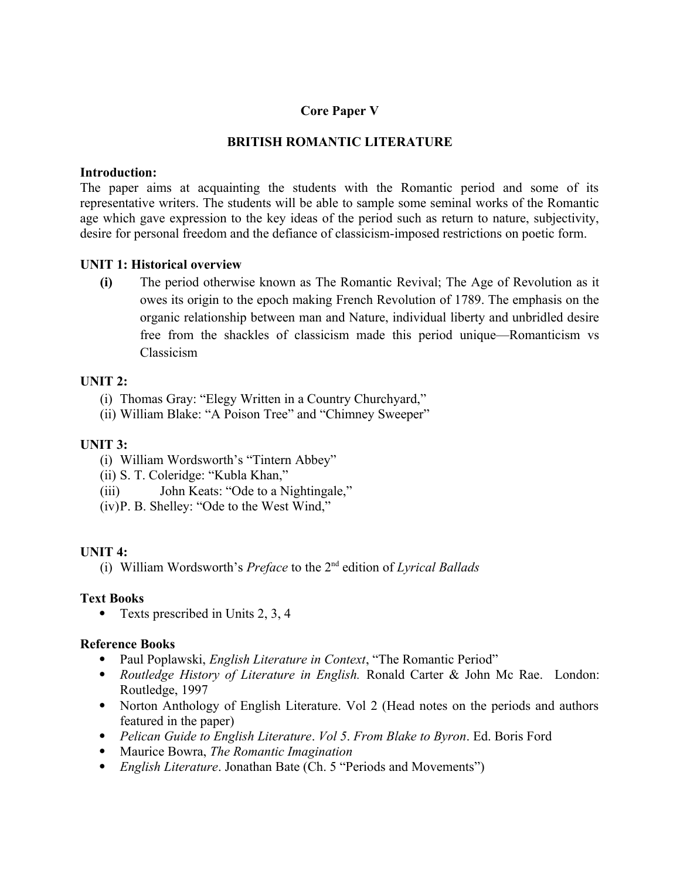**Core Paper V**

**BRITISH ROMANTIC LITERATURE**

**Introduction:**
The paper aims at acquainting the students with the Romantic period and some of its representative writers. The students will be able to sample some seminal works of the Romantic age which gave expression to the key ideas of the period such as return to nature, subjectivity, desire for personal freedom and the defiance of classicism-imposed restrictions on poetic form.

**UNIT 1: Historical overview**

**(i)** The period otherwise known as The Romantic Revival; The Age of Revolution as it owes its origin to the epoch making French Revolution of 1789. The emphasis on the organic relationship between man and Nature, individual liberty and unbridled desire free from the shackles of classicism made this period unique—Romanticism vs Classicism

**UNIT 2:**

(i) Thomas Gray: "Elegy Written in a Country Churchyard,"
(ii) William Blake: "A Poison Tree" and "Chimney Sweeper"

**UNIT 3:**

(i) William Wordsworth's "Tintern Abbey"
(ii) S. T. Coleridge: "Kubla Khan,"
(iii) John Keats: "Ode to a Nightingale,"
(iv) P. B. Shelley: "Ode to the West Wind,"

**UNIT 4:**

(i) William Wordsworth's *Preface* to the 2nd edition of *Lyrical Ballads*

**Text Books**

- Texts prescribed in Units 2, 3, 4

**Reference Books**

- Paul Poplawski, *English Literature in Context*, "The Romantic Period"
- *Routledge History of Literature in English.* Ronald Carter & John Mc Rae. London: Routledge, 1997
- Norton Anthology of English Literature. Vol 2 (Head notes on the periods and authors featured in the paper)
- *Pelican Guide to English Literature*. *Vol 5*. *From Blake to Byron*. Ed. Boris Ford
- Maurice Bowra, *The Romantic Imagination*
- *English Literature*. Jonathan Bate (Ch. 5 "Periods and Movements")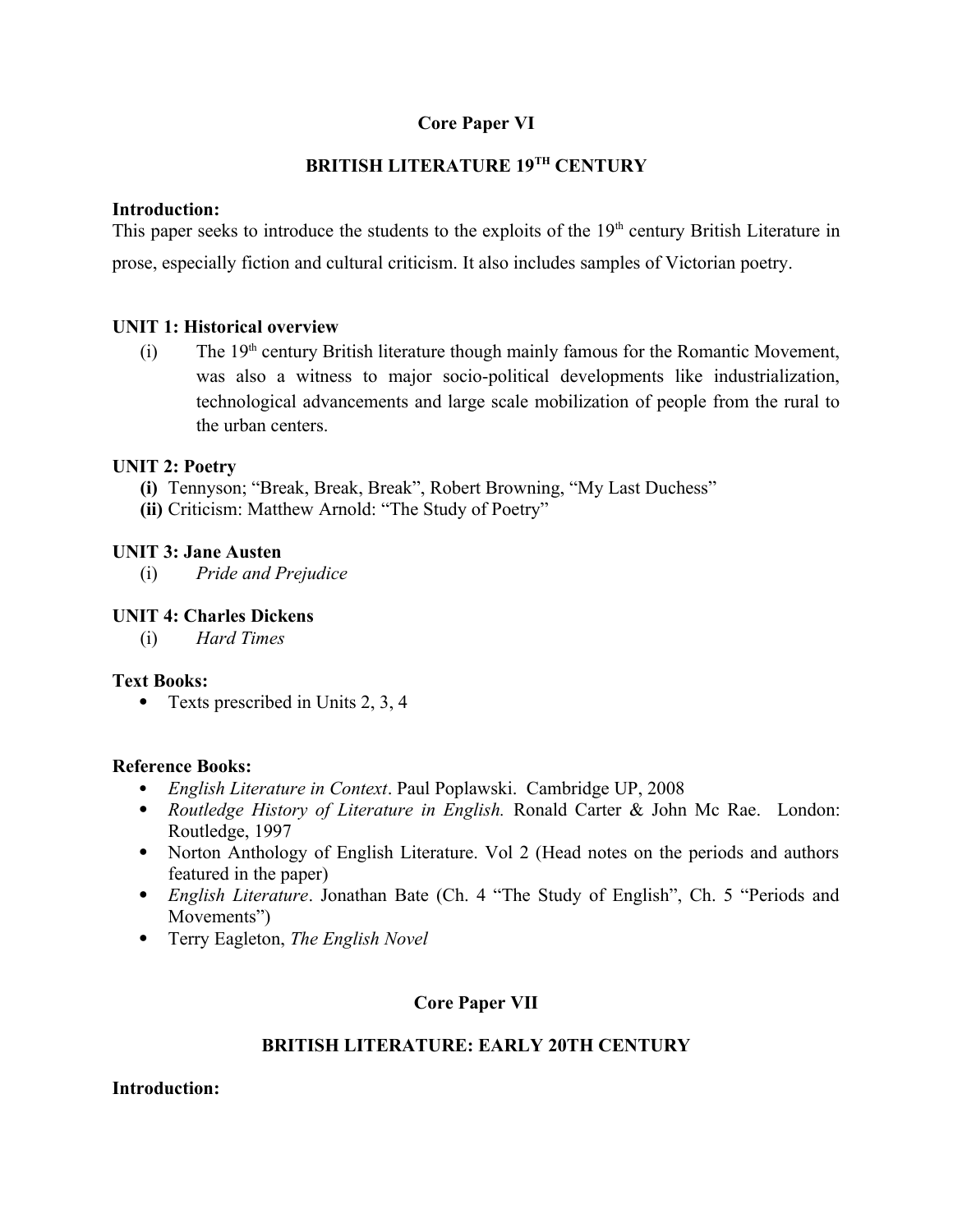## Core Paper VI

## BRITISH LITERATURE 19TH CENTURY

**Introduction:**
This paper seeks to introduce the students to the exploits of the 19th century British Literature in prose, especially fiction and cultural criticism. It also includes samples of Victorian poetry.

**UNIT 1: Historical overview**

(i) The 19th century British literature though mainly famous for the Romantic Movement, was also a witness to major socio-political developments like industrialization, technological advancements and large scale mobilization of people from the rural to the urban centers.

**UNIT 2: Poetry**

**(i)** Tennyson; "Break, Break, Break", Robert Browning, "My Last Duchess"
**(ii)** Criticism: Matthew Arnold: "The Study of Poetry"

**UNIT 3: Jane Austen**

(i) *Pride and Prejudice*

**UNIT 4: Charles Dickens**

(i) *Hard Times*

**Text Books:**

- Texts prescribed in Units 2, 3, 4

**Reference Books:**

- *English Literature in Context*. Paul Poplawski. Cambridge UP, 2008
- *Routledge History of Literature in English.* Ronald Carter & John Mc Rae. London: Routledge, 1997
- Norton Anthology of English Literature. Vol 2 (Head notes on the periods and authors featured in the paper)
- *English Literature*. Jonathan Bate (Ch. 4 "The Study of English", Ch. 5 "Periods and Movements")
- Terry Eagleton, *The English Novel*

## Core Paper VII

## BRITISH LITERATURE: EARLY 20TH CENTURY

**Introduction:**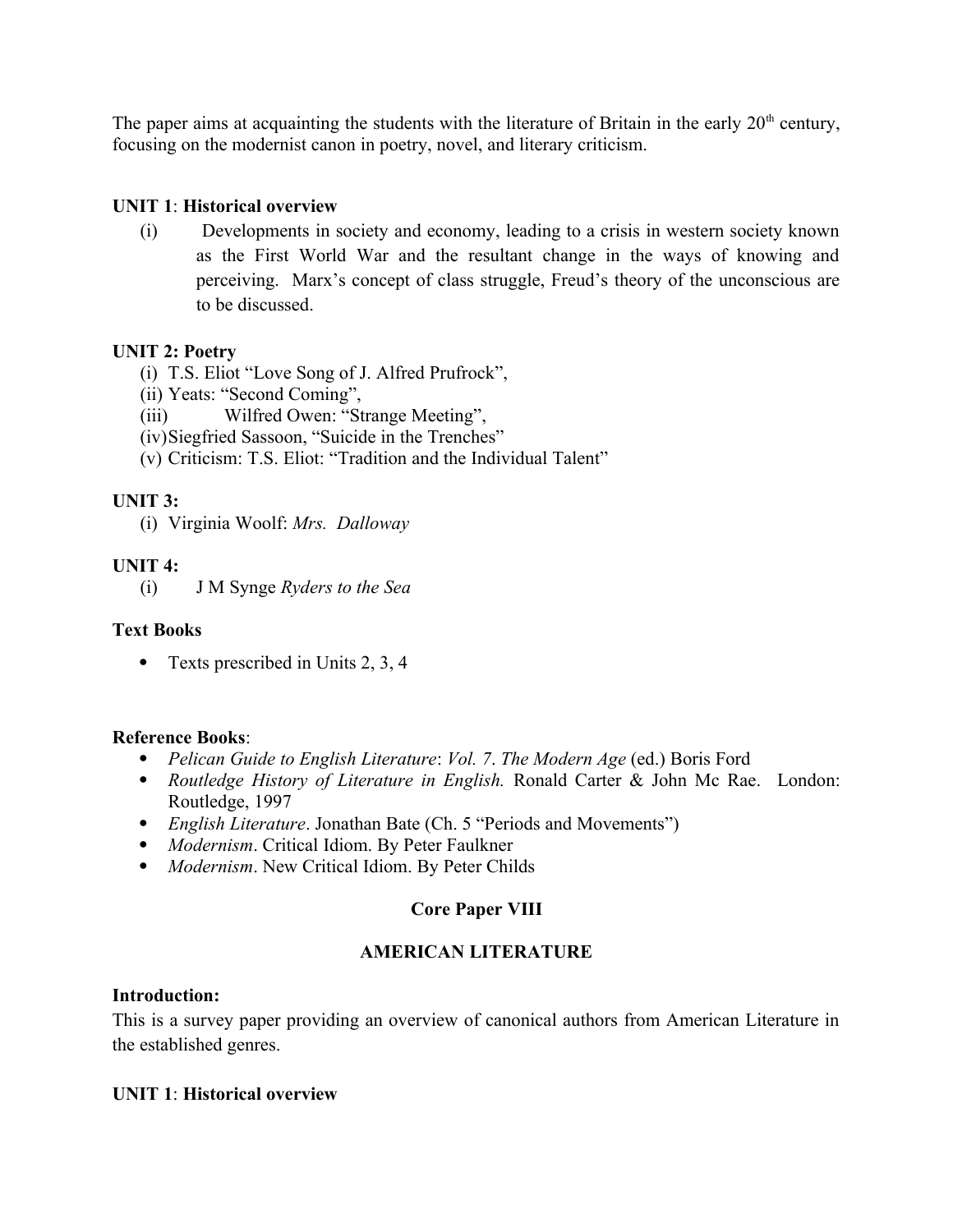The paper aims at acquainting the students with the literature of Britain in the early 20th century, focusing on the modernist canon in poetry, novel, and literary criticism.

**UNIT 1**: **Historical overview**

(i) Developments in society and economy, leading to a crisis in western society known as the First World War and the resultant change in the ways of knowing and perceiving. Marx's concept of class struggle, Freud's theory of the unconscious are to be discussed.

**UNIT 2: Poetry**

(i) T.S. Eliot "Love Song of J. Alfred Prufrock",
(ii) Yeats: "Second Coming",
(iii) Wilfred Owen: "Strange Meeting",
(iv) Siegfried Sassoon, "Suicide in the Trenches"
(v) Criticism: T.S. Eliot: "Tradition and the Individual Talent"

**UNIT 3:**

(i) Virginia Woolf: *Mrs. Dalloway*

**UNIT 4:**

(i) J M Synge *Ryders to the Sea*

**Text Books**

- Texts prescribed in Units 2, 3, 4

**Reference Books**:

- *Pelican Guide to English Literature*: *Vol. 7*. *The Modern Age* (ed.) Boris Ford
- *Routledge History of Literature in English.* Ronald Carter & John Mc Rae. London: Routledge, 1997
- *English Literature*. Jonathan Bate (Ch. 5 "Periods and Movements")
- *Modernism*. Critical Idiom. By Peter Faulkner
- *Modernism*. New Critical Idiom. By Peter Childs

## Core Paper VIII

## AMERICAN LITERATURE

**Introduction:**

This is a survey paper providing an overview of canonical authors from American Literature in the established genres.

**UNIT 1**: **Historical overview**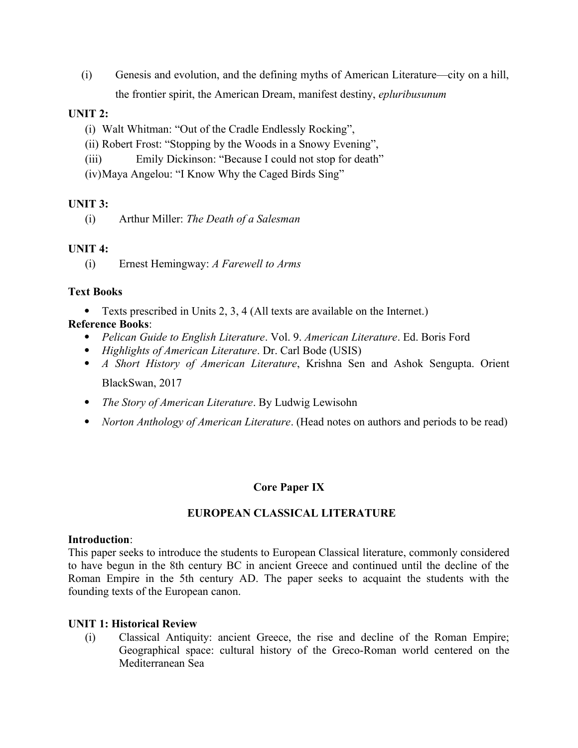(i) Genesis and evolution, and the defining myths of American Literature—city on a hill, the frontier spirit, the American Dream, manifest destiny, *epluribusunum*

**UNIT 2:**

(i) Walt Whitman: "Out of the Cradle Endlessly Rocking",

(ii) Robert Frost: "Stopping by the Woods in a Snowy Evening",

(iii) Emily Dickinson: "Because I could not stop for death"

(iv) Maya Angelou: "I Know Why the Caged Birds Sing"

**UNIT 3:**

(i) Arthur Miller: *The Death of a Salesman*

**UNIT 4:**

(i) Ernest Hemingway: *A Farewell to Arms*

**Text Books**

- Texts prescribed in Units 2, 3, 4 (All texts are available on the Internet.)

**Reference Books**:

- *Pelican Guide to English Literature*. Vol. 9. *American Literature*. Ed. Boris Ford
- *Highlights of American Literature*. Dr. Carl Bode (USIS)
- *A Short History of American Literature*, Krishna Sen and Ashok Sengupta. Orient BlackSwan, 2017
- *The Story of American Literature*. By Ludwig Lewisohn
- *Norton Anthology of American Literature*. (Head notes on authors and periods to be read)

## Core Paper IX

## EUROPEAN CLASSICAL LITERATURE

**Introduction**:
This paper seeks to introduce the students to European Classical literature, commonly considered to have begun in the 8th century BC in ancient Greece and continued until the decline of the Roman Empire in the 5th century AD. The paper seeks to acquaint the students with the founding texts of the European canon.

**UNIT 1: Historical Review**

(i) Classical Antiquity: ancient Greece, the rise and decline of the Roman Empire; Geographical space: cultural history of the Greco-Roman world centered on the Mediterranean Sea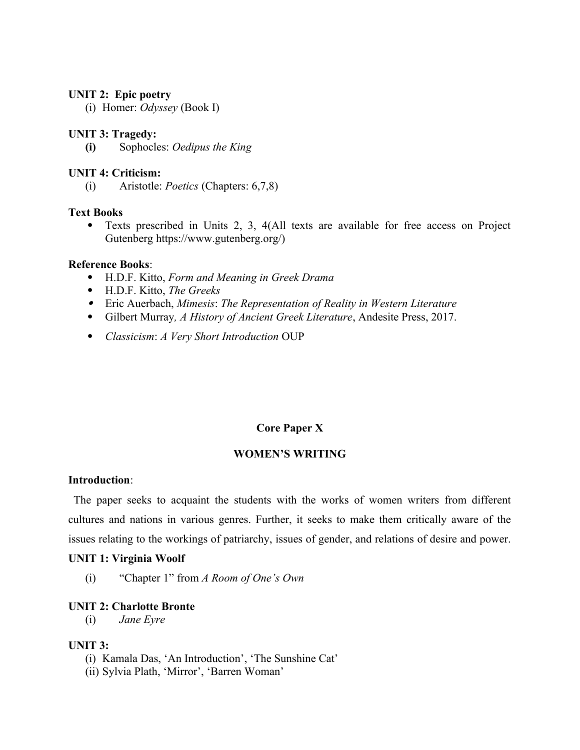**UNIT 2: Epic poetry**

(i) Homer: *Odyssey* (Book I)

**UNIT 3: Tragedy:**

**(i)** Sophocles: *Oedipus the King*

**UNIT 4: Criticism:**

(i) Aristotle: *Poetics* (Chapters: 6,7,8)

**Text Books**

- Texts prescribed in Units 2, 3, 4(All texts are available for free access on Project Gutenberg https://www.gutenberg.org/)

**Reference Books**:

- H.D.F. Kitto, *Form and Meaning in Greek Drama*
- H.D.F. Kitto, *The Greeks*
- Eric Auerbach, *Mimesis*: *The Representation of Reality in Western Literature*
- Gilbert Murray*, A History of Ancient Greek Literature*, Andesite Press, 2017.
- *Classicism*: *A Very Short Introduction* OUP

## Core Paper X

## WOMEN'S WRITING

**Introduction**:

The paper seeks to acquaint the students with the works of women writers from different cultures and nations in various genres. Further, it seeks to make them critically aware of the issues relating to the workings of patriarchy, issues of gender, and relations of desire and power.

**UNIT 1: Virginia Woolf**

(i) "Chapter 1" from *A Room of One's Own*

**UNIT 2: Charlotte Bronte**

(i) *Jane Eyre*

**UNIT 3:**

(i) Kamala Das, 'An Introduction', 'The Sunshine Cat'

(ii) Sylvia Plath, 'Mirror', 'Barren Woman'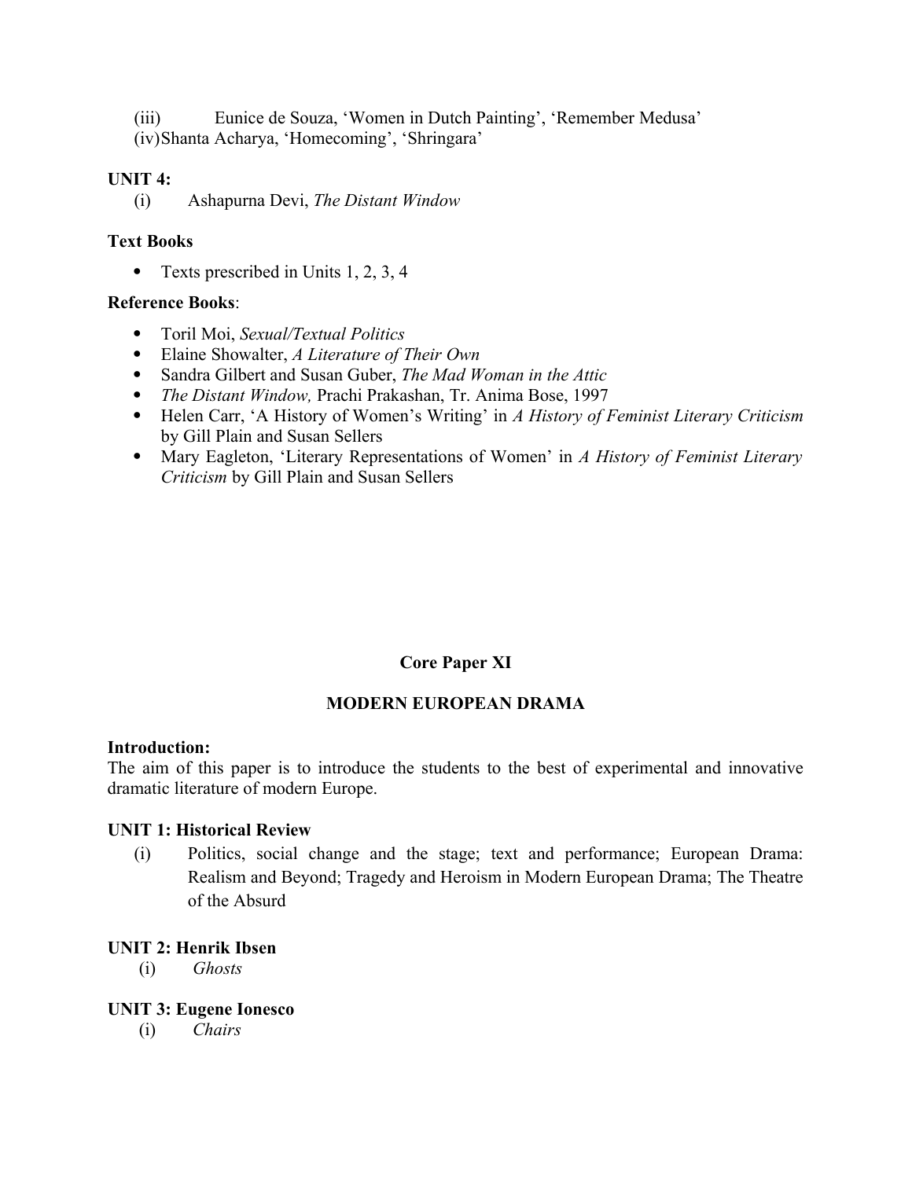(iii) Eunice de Souza, 'Women in Dutch Painting', 'Remember Medusa'
(iv) Shanta Acharya, 'Homecoming', 'Shringara'

**UNIT 4:**

(i) Ashapurna Devi, *The Distant Window*

**Text Books**

- Texts prescribed in Units 1, 2, 3, 4

**Reference Books**:

- Toril Moi, *Sexual/Textual Politics*
- Elaine Showalter, *A Literature of Their Own*
- Sandra Gilbert and Susan Guber, *The Mad Woman in the Attic*
- *The Distant Window,* Prachi Prakashan, Tr. Anima Bose, 1997
- Helen Carr, 'A History of Women's Writing' in *A History of Feminist Literary Criticism* by Gill Plain and Susan Sellers
- Mary Eagleton, 'Literary Representations of Women' in *A History of Feminist Literary Criticism* by Gill Plain and Susan Sellers

## Core Paper XI

## MODERN EUROPEAN DRAMA

**Introduction:**
The aim of this paper is to introduce the students to the best of experimental and innovative dramatic literature of modern Europe.

**UNIT 1: Historical Review**

(i) Politics, social change and the stage; text and performance; European Drama: Realism and Beyond; Tragedy and Heroism in Modern European Drama; The Theatre of the Absurd

**UNIT 2: Henrik Ibsen**

(i) *Ghosts*

**UNIT 3: Eugene Ionesco**

(i) *Chairs*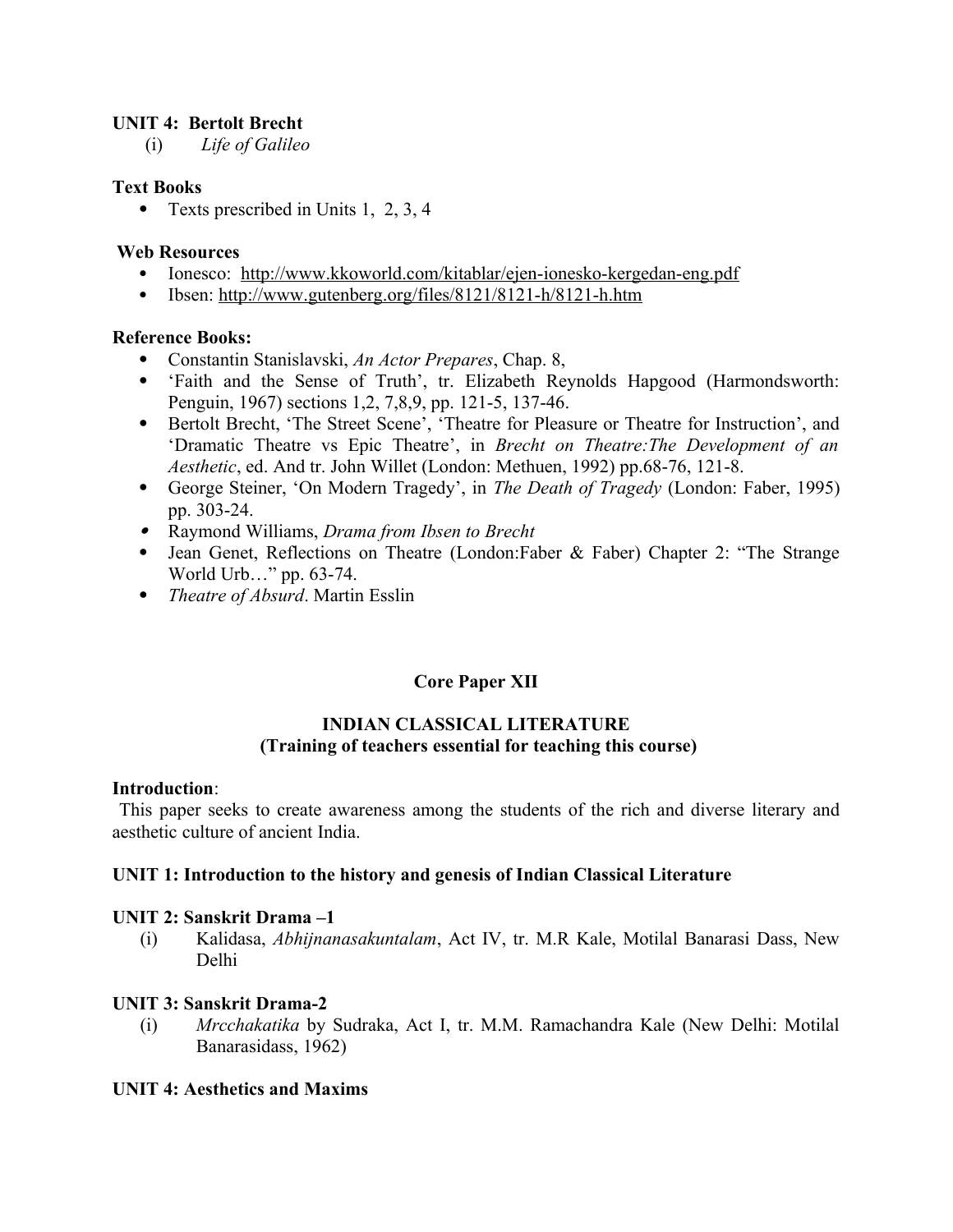**UNIT 4: Bertolt Brecht**

(i) *Life of Galileo*

**Text Books**

- Texts prescribed in Units 1, 2, 3, 4

**Web Resources**

- Ionesco: http://www.kkoworld.com/kitablar/ejen-ionesko-kergedan-eng.pdf
- Ibsen: http://www.gutenberg.org/files/8121/8121-h/8121-h.htm

**Reference Books:**

- Constantin Stanislavski, *An Actor Prepares*, Chap. 8,
- 'Faith and the Sense of Truth', tr. Elizabeth Reynolds Hapgood (Harmondsworth: Penguin, 1967) sections 1,2, 7,8,9, pp. 121-5, 137-46.
- Bertolt Brecht, 'The Street Scene', 'Theatre for Pleasure or Theatre for Instruction', and 'Dramatic Theatre vs Epic Theatre', in *Brecht on Theatre:The Development of an Aesthetic*, ed. And tr. John Willet (London: Methuen, 1992) pp.68-76, 121-8.
- George Steiner, 'On Modern Tragedy', in *The Death of Tragedy* (London: Faber, 1995) pp. 303-24.
- Raymond Williams, *Drama from Ibsen to Brecht*
- Jean Genet, Reflections on Theatre (London:Faber & Faber) Chapter 2: "The Strange World Urb…" pp. 63-74.
- *Theatre of Absurd*. Martin Esslin

## Core Paper XII

### INDIAN CLASSICAL LITERATURE
**(Training of teachers essential for teaching this course)**

**Introduction**:

This paper seeks to create awareness among the students of the rich and diverse literary and aesthetic culture of ancient India.

**UNIT 1: Introduction to the history and genesis of Indian Classical Literature**

**UNIT 2: Sanskrit Drama –1**

(i) Kalidasa, *Abhijnanasakuntalam*, Act IV, tr. M.R Kale, Motilal Banarasi Dass, New Delhi

**UNIT 3: Sanskrit Drama-2**

(i) *Mrcchakatika* by Sudraka, Act I, tr. M.M. Ramachandra Kale (New Delhi: Motilal Banarasidass, 1962)

**UNIT 4: Aesthetics and Maxims**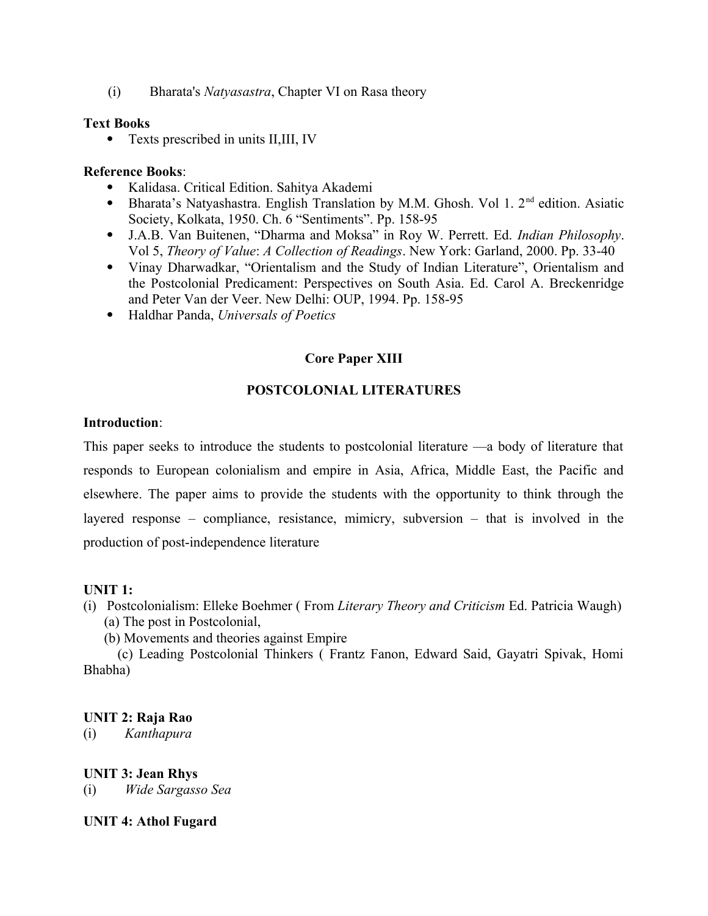(i) Bharata's *Natyasastra*, Chapter VI on Rasa theory

**Text Books**

- Texts prescribed in units II,III, IV

**Reference Books**:

- Kalidasa. Critical Edition. Sahitya Akademi
- Bharata's Natyashastra. English Translation by M.M. Ghosh. Vol 1. 2nd edition. Asiatic Society, Kolkata, 1950. Ch. 6 "Sentiments". Pp. 158-95
- J.A.B. Van Buitenen, "Dharma and Moksa" in Roy W. Perrett. Ed. *Indian Philosophy*. Vol 5, *Theory of Value*: *A Collection of Readings*. New York: Garland, 2000. Pp. 33-40
- Vinay Dharwadkar, "Orientalism and the Study of Indian Literature", Orientalism and the Postcolonial Predicament: Perspectives on South Asia. Ed. Carol A. Breckenridge and Peter Van der Veer. New Delhi: OUP, 1994. Pp. 158-95
- Haldhar Panda, *Universals of Poetics*

## Core Paper XIII

## POSTCOLONIAL LITERATURES

**Introduction**:

This paper seeks to introduce the students to postcolonial literature —a body of literature that responds to European colonialism and empire in Asia, Africa, Middle East, the Pacific and elsewhere. The paper aims to provide the students with the opportunity to think through the layered response – compliance, resistance, mimicry, subversion – that is involved in the production of post-independence literature

**UNIT 1:**

(i) Postcolonialism: Elleke Boehmer ( From *Literary Theory and Criticism* Ed. Patricia Waugh)
 (a) The post in Postcolonial,
 (b) Movements and theories against Empire
 (c) Leading Postcolonial Thinkers ( Frantz Fanon, Edward Said, Gayatri Spivak, Homi Bhabha)

**UNIT 2: Raja Rao**

(i) *Kanthapura*

**UNIT 3: Jean Rhys**

(i) *Wide Sargasso Sea*

**UNIT 4: Athol Fugard**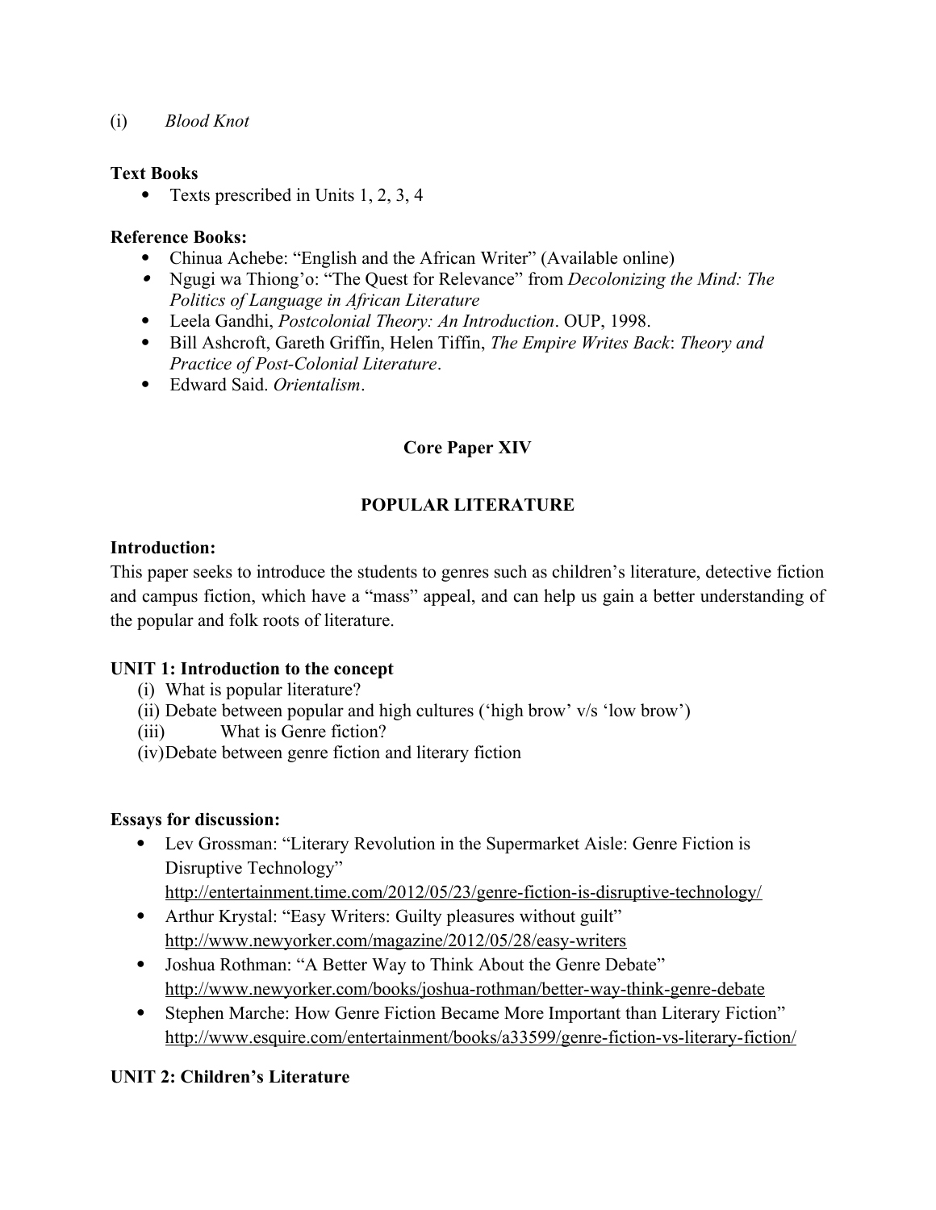(i) *Blood Knot*

**Text Books**

- Texts prescribed in Units 1, 2, 3, 4

**Reference Books:**

- Chinua Achebe: "English and the African Writer" (Available online)
- Ngugi wa Thiong'o: "The Quest for Relevance" from *Decolonizing the Mind: The Politics of Language in African Literature*
- Leela Gandhi, *Postcolonial Theory: An Introduction*. OUP, 1998.
- Bill Ashcroft, Gareth Griffin, Helen Tiffin, *The Empire Writes Back*: *Theory and Practice of Post-Colonial Literature*.
- Edward Said. *Orientalism*.

## Core Paper XIV

## POPULAR LITERATURE

**Introduction:**

This paper seeks to introduce the students to genres such as children's literature, detective fiction and campus fiction, which have a "mass" appeal, and can help us gain a better understanding of the popular and folk roots of literature.

**UNIT 1: Introduction to the concept**

(i) What is popular literature?
(ii) Debate between popular and high cultures ('high brow' v/s 'low brow')
(iii) What is Genre fiction?
(iv) Debate between genre fiction and literary fiction

**Essays for discussion:**

- Lev Grossman: "Literary Revolution in the Supermarket Aisle: Genre Fiction is Disruptive Technology" http://entertainment.time.com/2012/05/23/genre-fiction-is-disruptive-technology/
- Arthur Krystal: "Easy Writers: Guilty pleasures without guilt" http://www.newyorker.com/magazine/2012/05/28/easy-writers
- Joshua Rothman: "A Better Way to Think About the Genre Debate" http://www.newyorker.com/books/joshua-rothman/better-way-think-genre-debate
- Stephen Marche: How Genre Fiction Became More Important than Literary Fiction" http://www.esquire.com/entertainment/books/a33599/genre-fiction-vs-literary-fiction/

**UNIT 2: Children's Literature**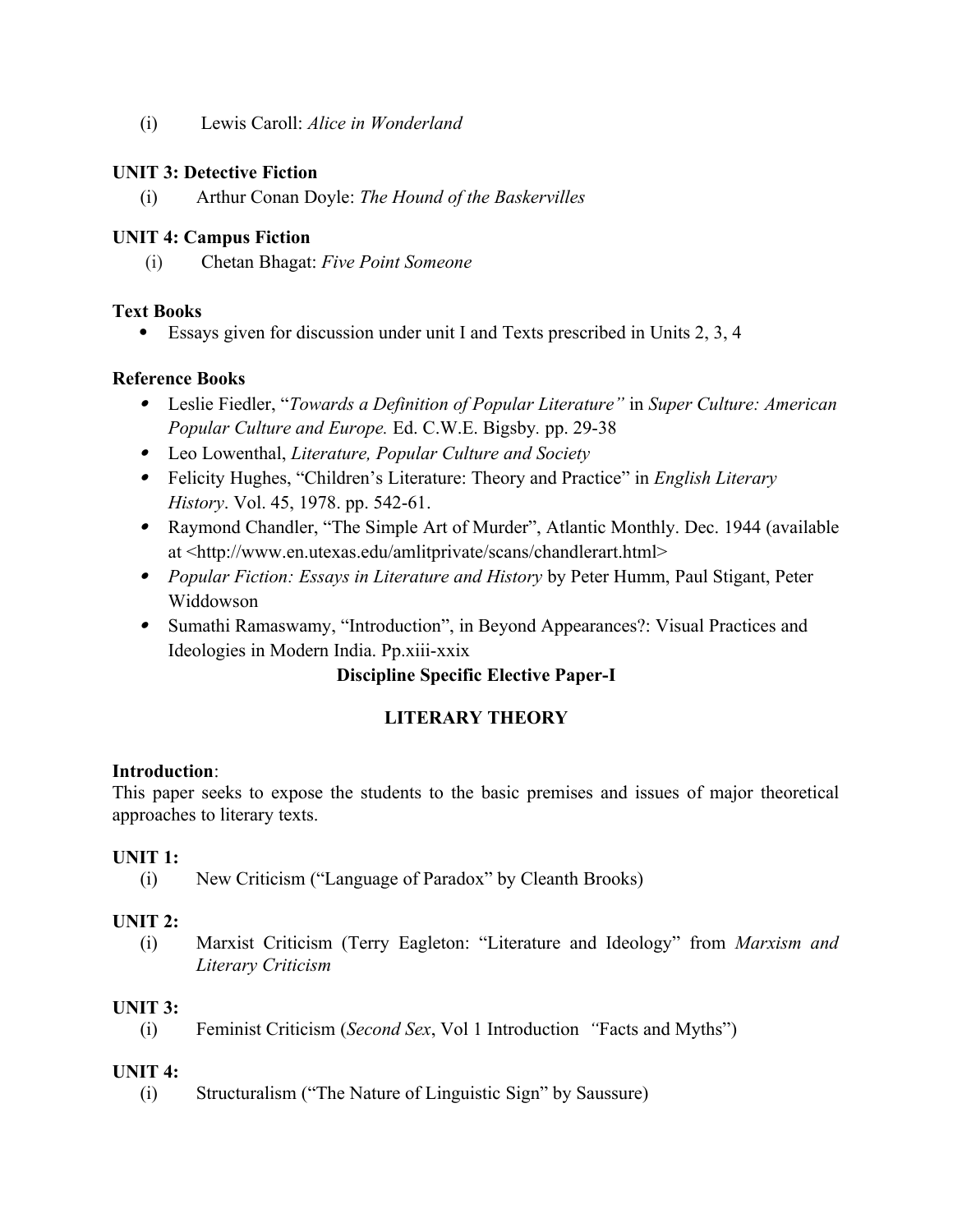(i) Lewis Caroll: *Alice in Wonderland*

**UNIT 3: Detective Fiction**

(i) Arthur Conan Doyle: *The Hound of the Baskervilles*

**UNIT 4: Campus Fiction**

(i) Chetan Bhagat: *Five Point Someone*

**Text Books**

- Essays given for discussion under unit I and Texts prescribed in Units 2, 3, 4

**Reference Books**

- Leslie Fiedler, "*Towards a Definition of Popular Literature"* in *Super Culture: American Popular Culture and Europe.* Ed. C.W.E. Bigsby*.* pp. 29-38
- Leo Lowenthal, *Literature, Popular Culture and Society*
- Felicity Hughes, "Children's Literature: Theory and Practice" in *English Literary History*. Vol. 45, 1978. pp. 542-61.
- Raymond Chandler, "The Simple Art of Murder", Atlantic Monthly. Dec. 1944 (available at <http://www.en.utexas.edu/amlitprivate/scans/chandlerart.html>
- *Popular Fiction: Essays in Literature and History* by Peter Humm, Paul Stigant, Peter Widdowson
- Sumathi Ramaswamy, "Introduction", in Beyond Appearances?: Visual Practices and Ideologies in Modern India. Pp.xiii-xxix

## Discipline Specific Elective Paper-I

## LITERARY THEORY

**Introduction**:

This paper seeks to expose the students to the basic premises and issues of major theoretical approaches to literary texts.

**UNIT 1:**

(i) New Criticism ("Language of Paradox" by Cleanth Brooks)

**UNIT 2:**

(i) Marxist Criticism (Terry Eagleton: "Literature and Ideology" from *Marxism and Literary Criticism*

**UNIT 3:**

(i) Feminist Criticism (*Second Sex*, Vol 1 Introduction *"*Facts and Myths")

**UNIT 4:**

(i) Structuralism ("The Nature of Linguistic Sign" by Saussure)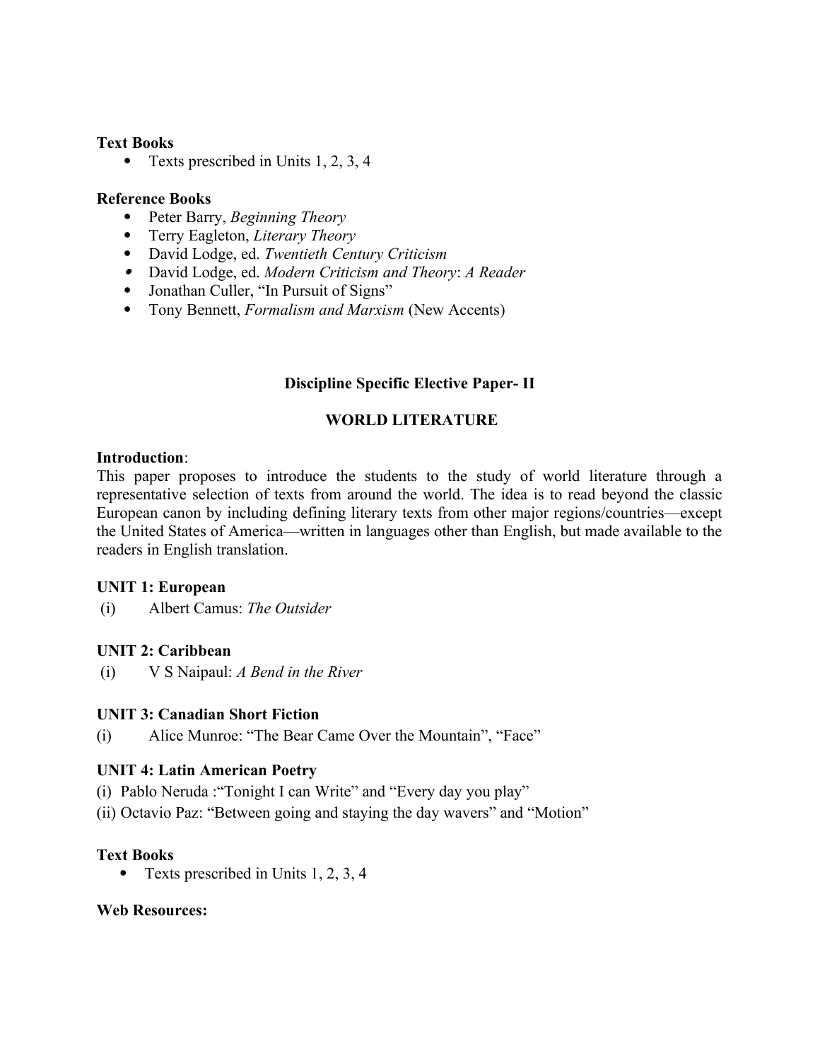**Text Books**

- Texts prescribed in Units 1, 2, 3, 4

**Reference Books**

- Peter Barry, *Beginning Theory*
- Terry Eagleton, *Literary Theory*
- David Lodge, ed. *Twentieth Century Criticism*
- David Lodge, ed. *Modern Criticism and Theory*: *A Reader*
- Jonathan Culler, "In Pursuit of Signs"
- Tony Bennett, *Formalism and Marxism* (New Accents)

## Discipline Specific Elective Paper- II

## WORLD LITERATURE

**Introduction**:
This paper proposes to introduce the students to the study of world literature through a representative selection of texts from around the world. The idea is to read beyond the classic European canon by including defining literary texts from other major regions/countries—except the United States of America—written in languages other than English, but made available to the readers in English translation.

**UNIT 1: European**

(i) Albert Camus: *The Outsider*

**UNIT 2: Caribbean**

(i) V S Naipaul: *A Bend in the River*

**UNIT 3: Canadian Short Fiction**

(i) Alice Munroe: "The Bear Came Over the Mountain", "Face"

**UNIT 4: Latin American Poetry**

(i) Pablo Neruda :"Tonight I can Write" and "Every day you play"
(ii) Octavio Paz: "Between going and staying the day wavers" and "Motion"

**Text Books**

- Texts prescribed in Units 1, 2, 3, 4

**Web Resources:**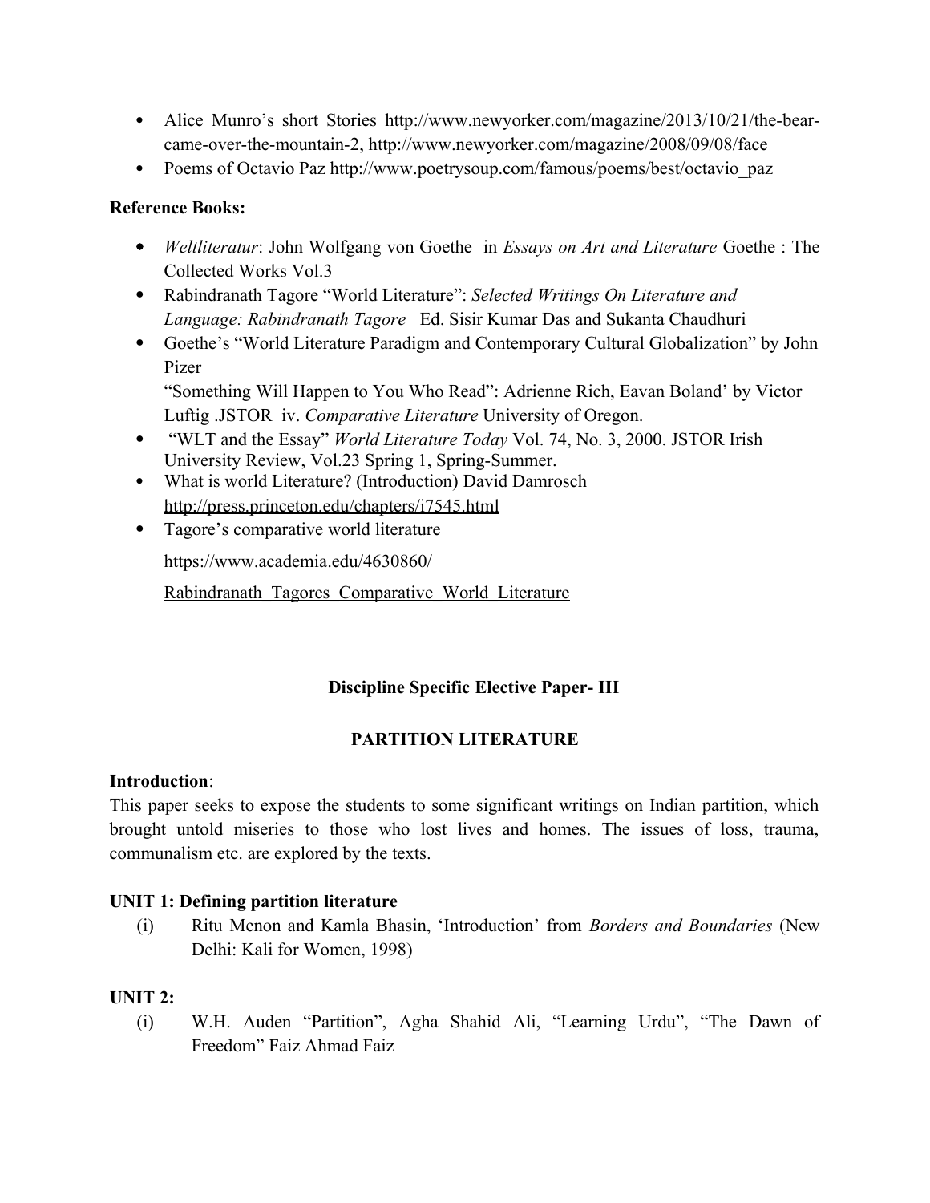- Alice Munro's short Stories http://www.newyorker.com/magazine/2013/10/21/the-bear-came-over-the-mountain-2, http://www.newyorker.com/magazine/2008/09/08/face
- Poems of Octavio Paz http://www.poetrysoup.com/famous/poems/best/octavio_paz

**Reference Books:**

- *Weltliteratur*: John Wolfgang von Goethe in *Essays on Art and Literature* Goethe : The Collected Works Vol.3
- Rabindranath Tagore "World Literature": *Selected Writings On Literature and Language: Rabindranath Tagore* Ed. Sisir Kumar Das and Sukanta Chaudhuri
- Goethe's "World Literature Paradigm and Contemporary Cultural Globalization" by John Pizer
  "Something Will Happen to You Who Read": Adrienne Rich, Eavan Boland' by Victor Luftig .JSTOR iv. *Comparative Literature* University of Oregon.
- "WLT and the Essay" *World Literature Today* Vol. 74, No. 3, 2000. JSTOR Irish University Review, Vol.23 Spring 1, Spring-Summer.
- What is world Literature? (Introduction) David Damrosch http://press.princeton.edu/chapters/i7545.html
- Tagore's comparative world literature

  https://www.academia.edu/4630860/

  Rabindranath_Tagores_Comparative_World_Literature

## Discipline Specific Elective Paper- III

## PARTITION LITERATURE

**Introduction**:
This paper seeks to expose the students to some significant writings on Indian partition, which brought untold miseries to those who lost lives and homes. The issues of loss, trauma, communalism etc. are explored by the texts.

**UNIT 1: Defining partition literature**

(i) Ritu Menon and Kamla Bhasin, 'Introduction' from *Borders and Boundaries* (New Delhi: Kali for Women, 1998)

**UNIT 2:**

(i) W.H. Auden "Partition", Agha Shahid Ali, "Learning Urdu", "The Dawn of Freedom" Faiz Ahmad Faiz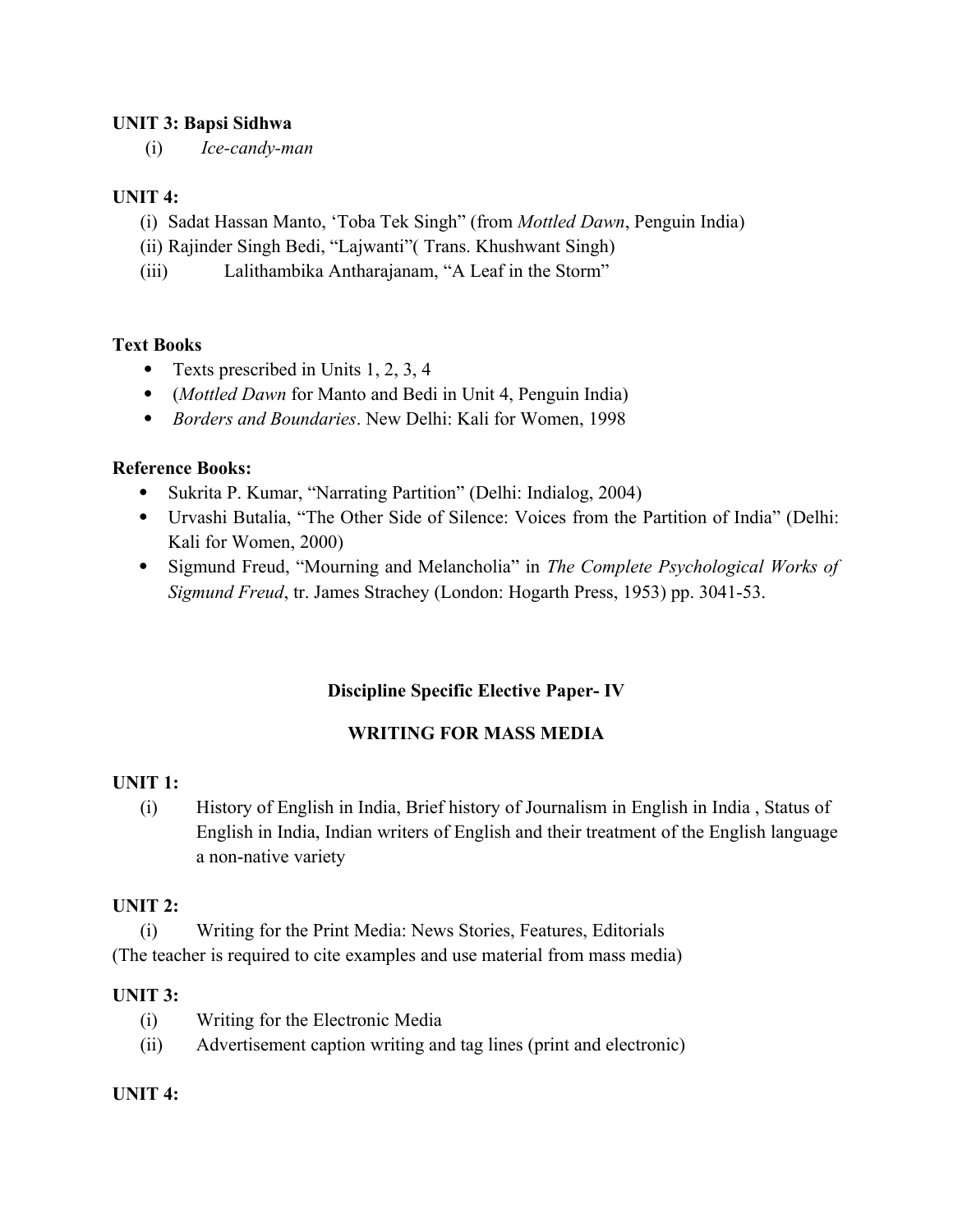**UNIT 3: Bapsi Sidhwa**

(i) *Ice-candy-man*

**UNIT 4:**

(i) Sadat Hassan Manto, 'Toba Tek Singh" (from *Mottled Dawn*, Penguin India)
(ii) Rajinder Singh Bedi, "Lajwanti"( Trans. Khushwant Singh)
(iii) Lalithambika Antharajanam, "A Leaf in the Storm"

**Text Books**

- Texts prescribed in Units 1, 2, 3, 4
- (*Mottled Dawn* for Manto and Bedi in Unit 4, Penguin India)
- *Borders and Boundaries*. New Delhi: Kali for Women, 1998

**Reference Books:**

- Sukrita P. Kumar, "Narrating Partition" (Delhi: Indialog, 2004)
- Urvashi Butalia, "The Other Side of Silence: Voices from the Partition of India" (Delhi: Kali for Women, 2000)
- Sigmund Freud, "Mourning and Melancholia" in *The Complete Psychological Works of Sigmund Freud*, tr. James Strachey (London: Hogarth Press, 1953) pp. 3041-53.

## Discipline Specific Elective Paper- IV

## WRITING FOR MASS MEDIA

**UNIT 1:**

(i) History of English in India, Brief history of Journalism in English in India , Status of English in India, Indian writers of English and their treatment of the English language a non-native variety

**UNIT 2:**

(i) Writing for the Print Media: News Stories, Features, Editorials

(The teacher is required to cite examples and use material from mass media)

**UNIT 3:**

(i) Writing for the Electronic Media
(ii) Advertisement caption writing and tag lines (print and electronic)

**UNIT 4:**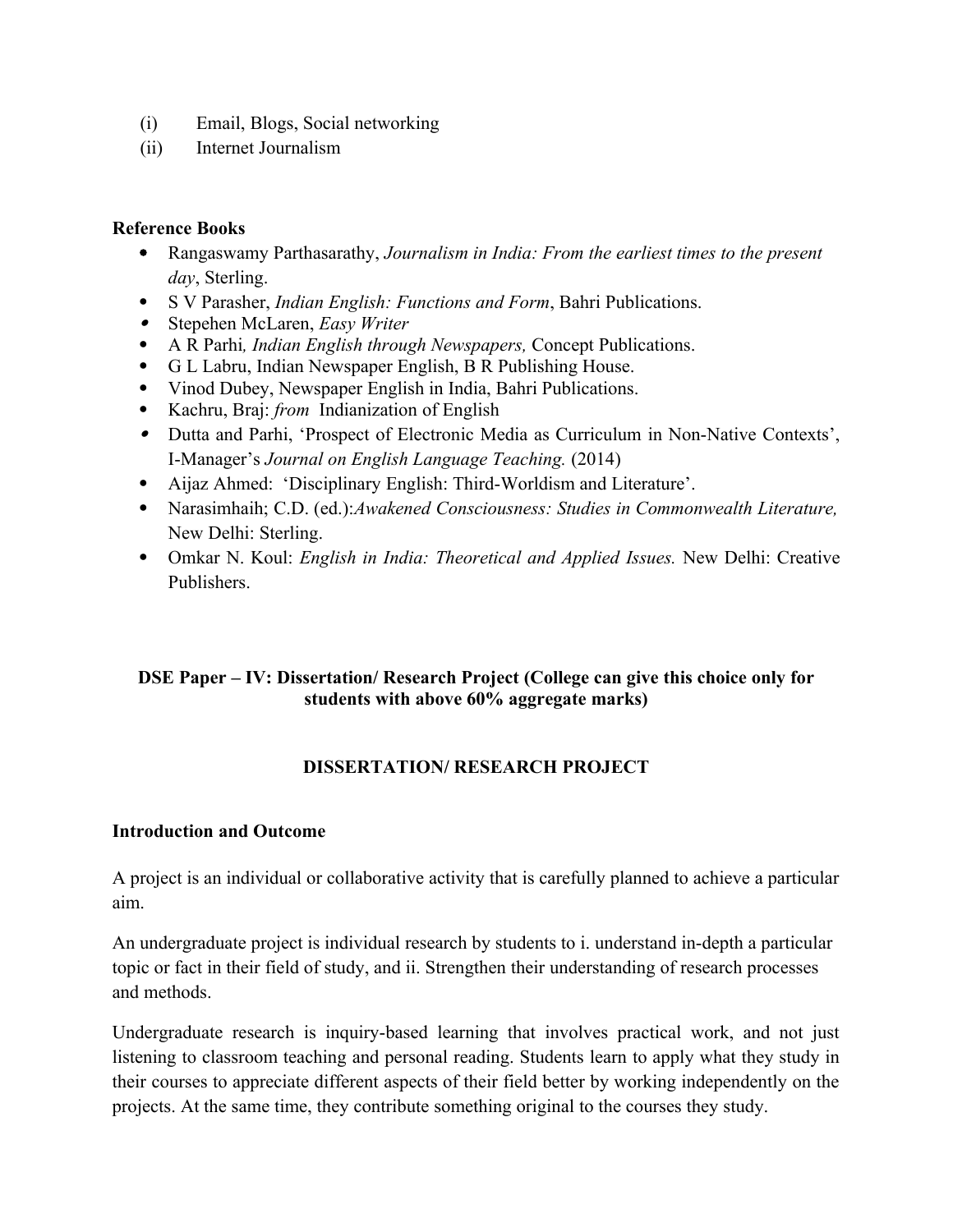(i) Email, Blogs, Social networking
(ii) Internet Journalism

**Reference Books**

- Rangaswamy Parthasarathy, *Journalism in India: From the earliest times to the present day*, Sterling.
- S V Parasher, *Indian English: Functions and Form*, Bahri Publications.
- Stepehen McLaren, *Easy Writer*
- A R Parhi*, Indian English through Newspapers,* Concept Publications.
- G L Labru, Indian Newspaper English, B R Publishing House.
- Vinod Dubey, Newspaper English in India, Bahri Publications.
- Kachru, Braj: *from* Indianization of English
- Dutta and Parhi, 'Prospect of Electronic Media as Curriculum in Non-Native Contexts', I-Manager's *Journal on English Language Teaching.* (2014)
- Aijaz Ahmed: 'Disciplinary English: Third-Worldism and Literature'.
- Narasimhaih; C.D. (ed.):*Awakened Consciousness: Studies in Commonwealth Literature,* New Delhi: Sterling.
- Omkar N. Koul: *English in India: Theoretical and Applied Issues.* New Delhi: Creative Publishers.

## DSE Paper – IV: Dissertation/ Research Project (College can give this choice only for students with above 60% aggregate marks)

## DISSERTATION/ RESEARCH PROJECT

### Introduction and Outcome

A project is an individual or collaborative activity that is carefully planned to achieve a particular aim.

An undergraduate project is individual research by students to i. understand in-depth a particular topic or fact in their field of study, and ii. Strengthen their understanding of research processes and methods.

Undergraduate research is inquiry-based learning that involves practical work, and not just listening to classroom teaching and personal reading. Students learn to apply what they study in their courses to appreciate different aspects of their field better by working independently on the projects. At the same time, they contribute something original to the courses they study.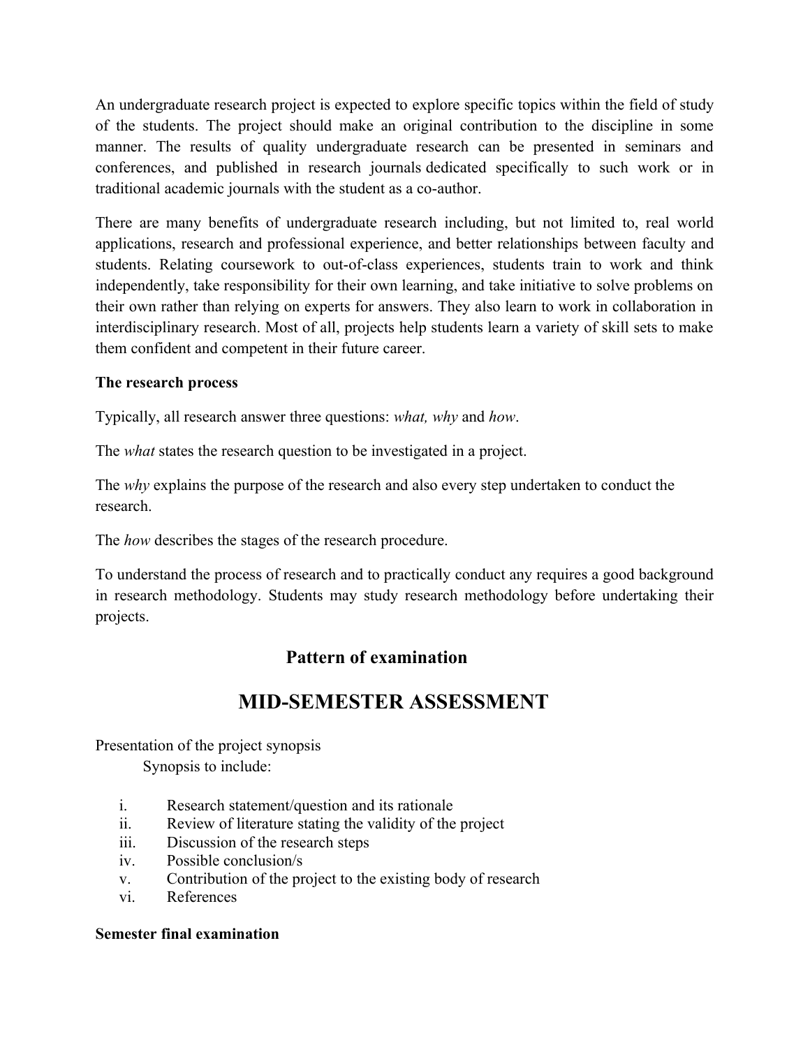An undergraduate research project is expected to explore specific topics within the field of study of the students. The project should make an original contribution to the discipline in some manner. The results of quality undergraduate research can be presented in seminars and conferences, and published in research journals dedicated specifically to such work or in traditional academic journals with the student as a co-author.

There are many benefits of undergraduate research including, but not limited to, real world applications, research and professional experience, and better relationships between faculty and students. Relating coursework to out-of-class experiences, students train to work and think independently, take responsibility for their own learning, and take initiative to solve problems on their own rather than relying on experts for answers. They also learn to work in collaboration in interdisciplinary research. Most of all, projects help students learn a variety of skill sets to make them confident and competent in their future career.

**The research process**

Typically, all research answer three questions: *what, why* and *how*.

The *what* states the research question to be investigated in a project.

The *why* explains the purpose of the research and also every step undertaken to conduct the research.

The *how* describes the stages of the research procedure.

To understand the process of research and to practically conduct any requires a good background in research methodology. Students may study research methodology before undertaking their projects.

## Pattern of examination

# MID-SEMESTER ASSESSMENT

Presentation of the project synopsis

Synopsis to include:

i. Research statement/question and its rationale
ii. Review of literature stating the validity of the project
iii. Discussion of the research steps
iv. Possible conclusion/s
v. Contribution of the project to the existing body of research
vi. References

**Semester final examination**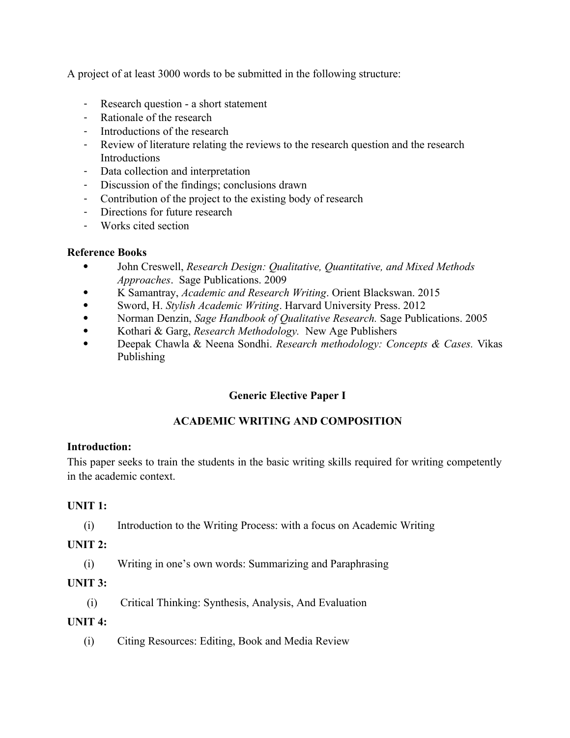A project of at least 3000 words to be submitted in the following structure:

- Research question - a short statement
- Rationale of the research
- Introductions of the research
- Review of literature relating the reviews to the research question and the research Introductions
- Data collection and interpretation
- Discussion of the findings; conclusions drawn
- Contribution of the project to the existing body of research
- Directions for future research
- Works cited section

**Reference Books**

- John Creswell, *Research Design: Qualitative, Quantitative, and Mixed Methods Approaches*. Sage Publications. 2009
- K Samantray, *Academic and Research Writing*. Orient Blackswan. 2015
- Sword, H. *Stylish Academic Writing*. Harvard University Press. 2012
- Norman Denzin, *Sage Handbook of Qualitative Research.* Sage Publications. 2005
- Kothari & Garg, *Research Methodology.* New Age Publishers
- Deepak Chawla & Neena Sondhi. *Research methodology: Concepts & Cases.* Vikas Publishing

## Generic Elective Paper I

## ACADEMIC WRITING AND COMPOSITION

**Introduction:**

This paper seeks to train the students in the basic writing skills required for writing competently in the academic context.

**UNIT 1:**

(i) Introduction to the Writing Process: with a focus on Academic Writing

**UNIT 2:**

(i) Writing in one's own words: Summarizing and Paraphrasing

**UNIT 3:**

(i) Critical Thinking: Synthesis, Analysis, And Evaluation

**UNIT 4:**

(i) Citing Resources: Editing, Book and Media Review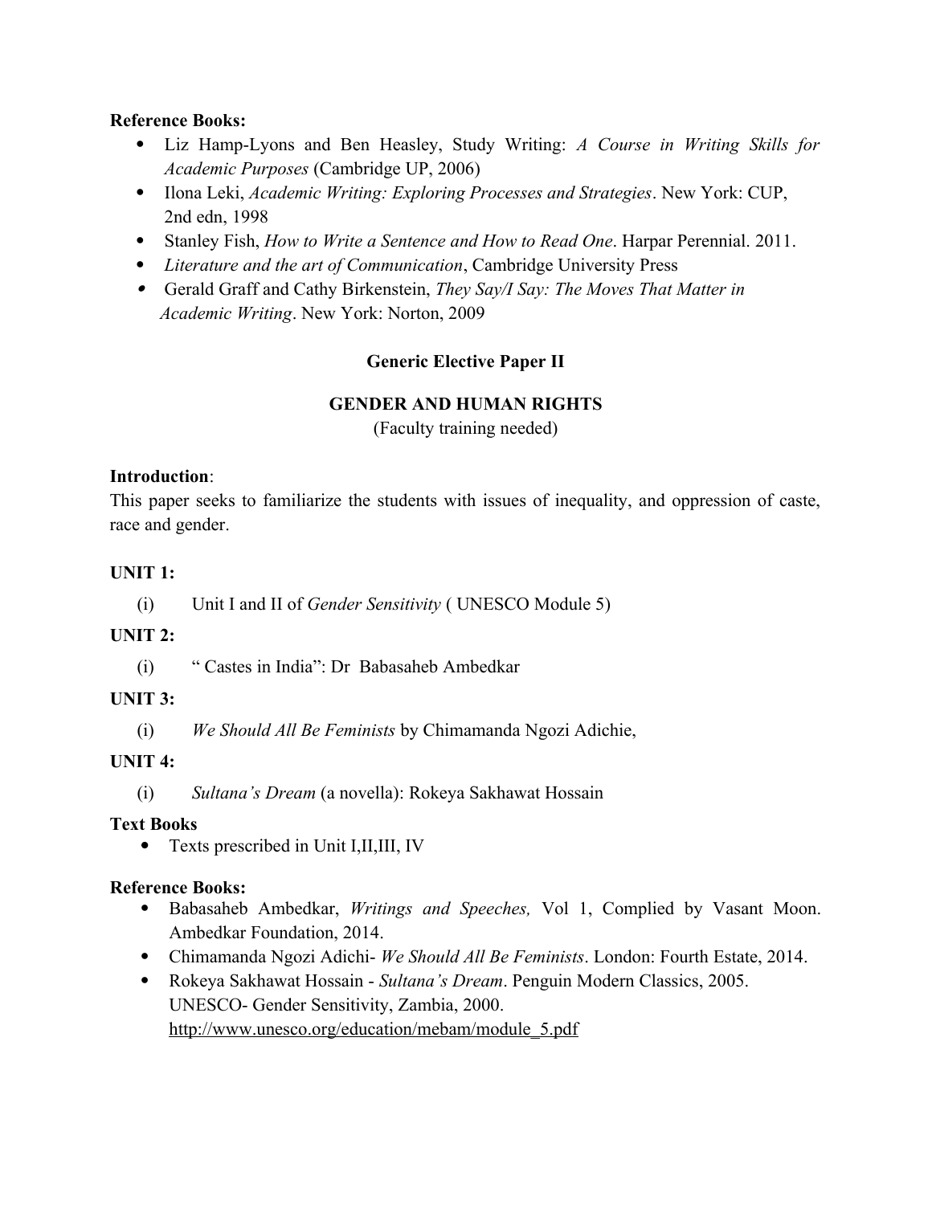**Reference Books:**

- Liz Hamp-Lyons and Ben Heasley, Study Writing: *A Course in Writing Skills for Academic Purposes* (Cambridge UP, 2006)
- Ilona Leki, *Academic Writing: Exploring Processes and Strategies*. New York: CUP, 2nd edn, 1998
- Stanley Fish, *How to Write a Sentence and How to Read One*. Harpar Perennial. 2011.
- *Literature and the art of Communication*, Cambridge University Press
- Gerald Graff and Cathy Birkenstein, *They Say/I Say: The Moves That Matter in Academic Writing*. New York: Norton, 2009

## Generic Elective Paper II

## GENDER AND HUMAN RIGHTS

(Faculty training needed)

**Introduction**:

This paper seeks to familiarize the students with issues of inequality, and oppression of caste, race and gender.

**UNIT 1:**

(i) Unit I and II of *Gender Sensitivity* ( UNESCO Module 5)

**UNIT 2:**

(i) " Castes in India": Dr Babasaheb Ambedkar

**UNIT 3:**

(i) *We Should All Be Feminists* by Chimamanda Ngozi Adichie,

**UNIT 4:**

(i) *Sultana's Dream* (a novella): Rokeya Sakhawat Hossain

**Text Books**

- Texts prescribed in Unit I,II,III, IV

**Reference Books:**

- Babasaheb Ambedkar, *Writings and Speeches,* Vol 1, Complied by Vasant Moon. Ambedkar Foundation, 2014.
- Chimamanda Ngozi Adichi- *We Should All Be Feminists*. London: Fourth Estate, 2014.
- Rokeya Sakhawat Hossain - *Sultana's Dream*. Penguin Modern Classics, 2005.
  UNESCO- Gender Sensitivity, Zambia, 2000.
  http://www.unesco.org/education/mebam/module_5.pdf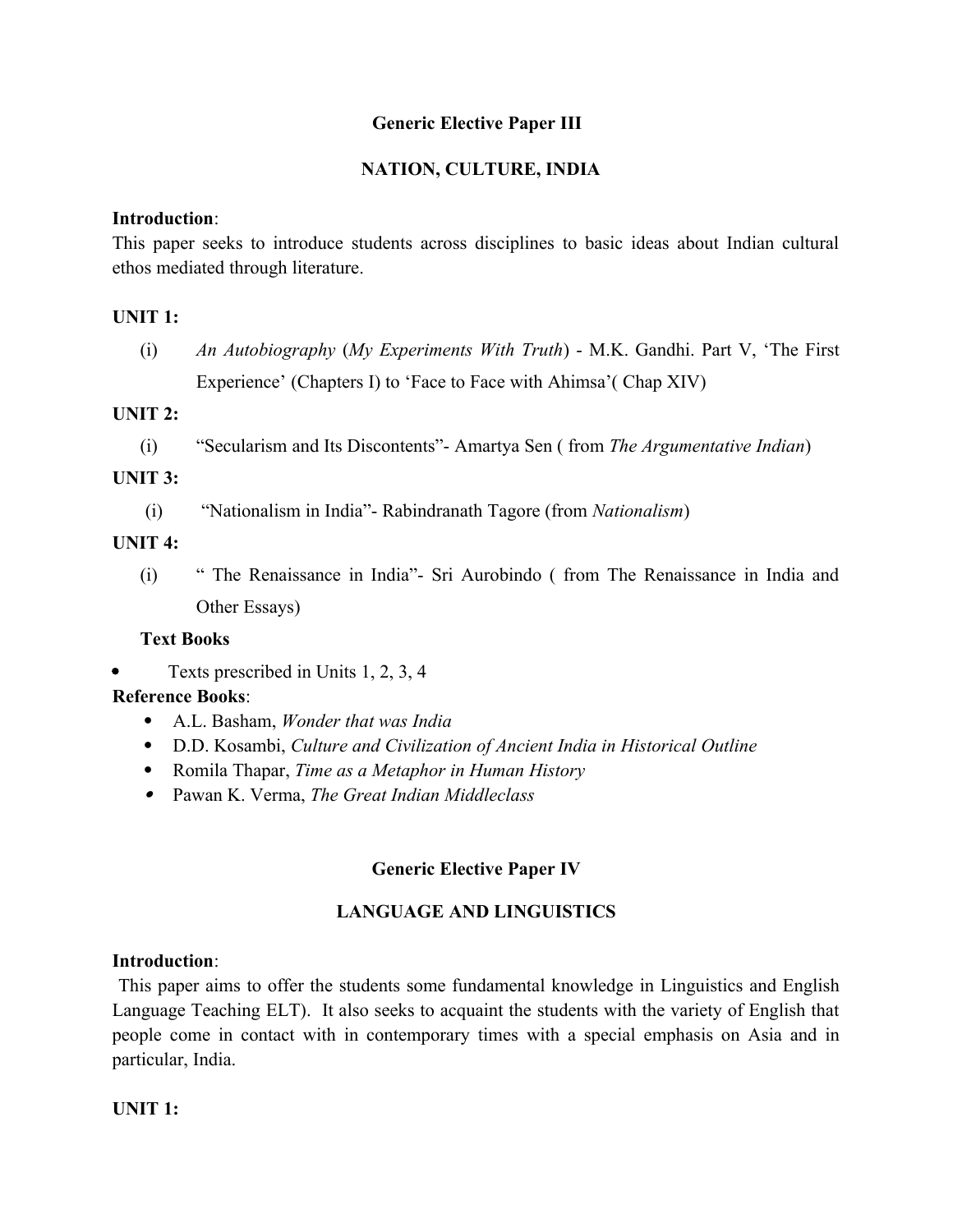## Generic Elective Paper III

## NATION, CULTURE, INDIA

**Introduction**:
This paper seeks to introduce students across disciplines to basic ideas about Indian cultural ethos mediated through literature.

**UNIT 1:**

(i) *An Autobiography* (*My Experiments With Truth*) - M.K. Gandhi. Part V, 'The First Experience' (Chapters I) to 'Face to Face with Ahimsa'( Chap XIV)

**UNIT 2:**

(i) "Secularism and Its Discontents"- Amartya Sen ( from *The Argumentative Indian*)

**UNIT 3:**

(i) "Nationalism in India"- Rabindranath Tagore (from *Nationalism*)

**UNIT 4:**

(i) " The Renaissance in India"- Sri Aurobindo ( from The Renaissance in India and Other Essays)

**Text Books**

- Texts prescribed in Units 1, 2, 3, 4

**Reference Books**:

- A.L. Basham, *Wonder that was India*
- D.D. Kosambi, *Culture and Civilization of Ancient India in Historical Outline*
- Romila Thapar, *Time as a Metaphor in Human History*
- Pawan K. Verma, *The Great Indian Middleclass*

## Generic Elective Paper IV

## LANGUAGE AND LINGUISTICS

**Introduction**:
This paper aims to offer the students some fundamental knowledge in Linguistics and English Language Teaching ELT). It also seeks to acquaint the students with the variety of English that people come in contact with in contemporary times with a special emphasis on Asia and in particular, India.

**UNIT 1:**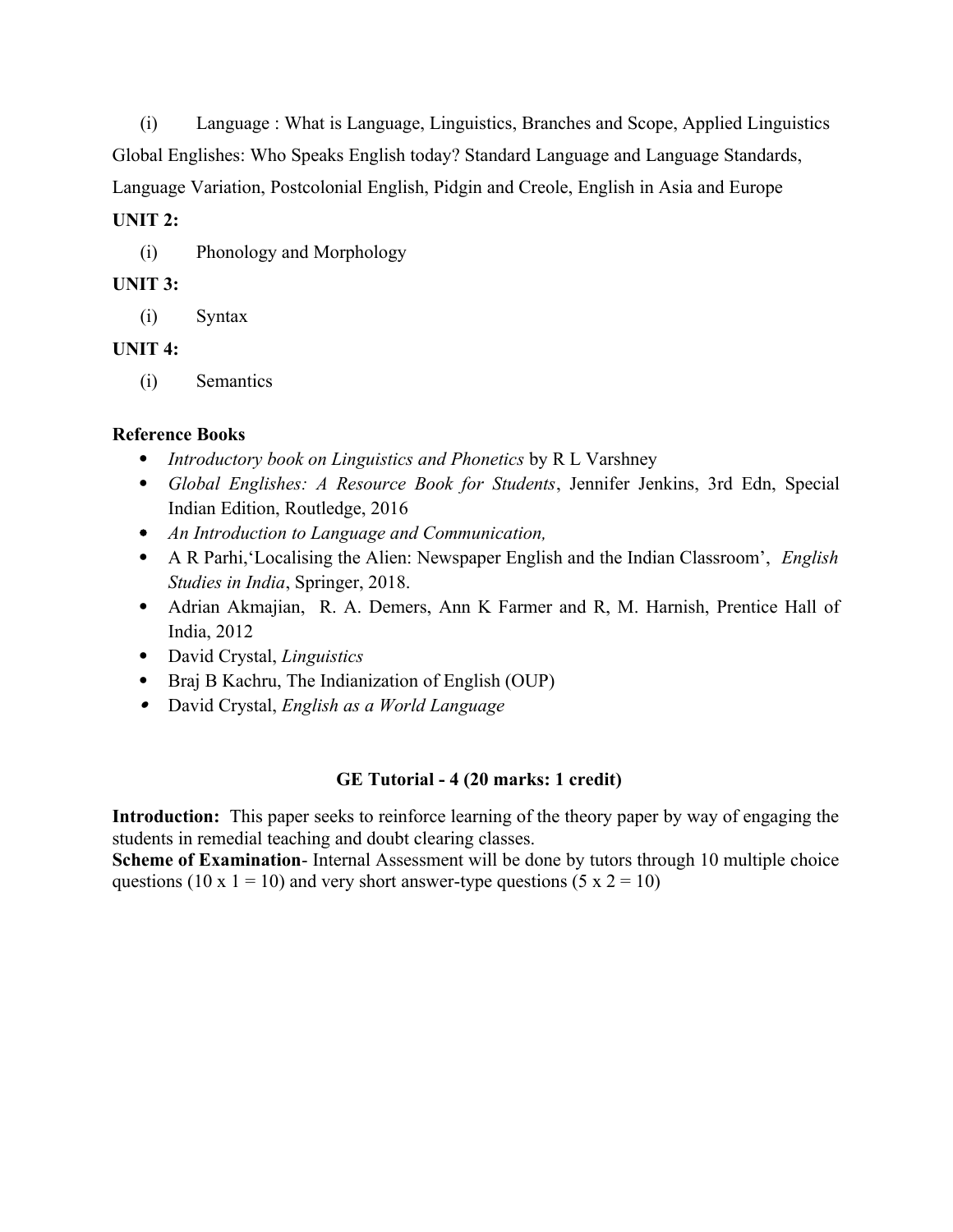(i) Language : What is Language, Linguistics, Branches and Scope, Applied Linguistics Global Englishes: Who Speaks English today? Standard Language and Language Standards, Language Variation, Postcolonial English, Pidgin and Creole, English in Asia and Europe

**UNIT 2:**

(i) Phonology and Morphology

**UNIT 3:**

(i) Syntax

**UNIT 4:**

(i) Semantics

**Reference Books**

- *Introductory book on Linguistics and Phonetics* by R L Varshney
- *Global Englishes: A Resource Book for Students*, Jennifer Jenkins, 3rd Edn, Special Indian Edition, Routledge, 2016
- *An Introduction to Language and Communication,*
- A R Parhi,'Localising the Alien: Newspaper English and the Indian Classroom', *English Studies in India*, Springer, 2018.
- Adrian Akmajian, R. A. Demers, Ann K Farmer and R, M. Harnish, Prentice Hall of India, 2012
- David Crystal, *Linguistics*
- Braj B Kachru, The Indianization of English (OUP)
- David Crystal, *English as a World Language*

**GE Tutorial - 4 (20 marks: 1 credit)**

**Introduction:** This paper seeks to reinforce learning of the theory paper by way of engaging the students in remedial teaching and doubt clearing classes.
**Scheme of Examination**- Internal Assessment will be done by tutors through 10 multiple choice questions (10 x 1 = 10) and very short answer-type questions (5 x 2 = 10)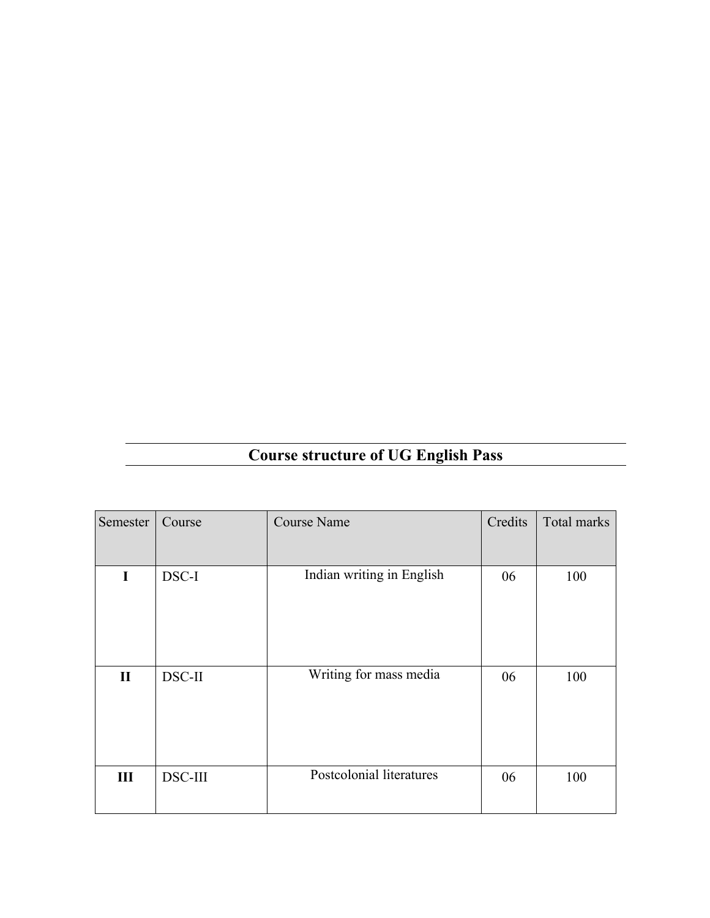## Course structure of UG English Pass

| Semester | Course | Course Name | Credits | Total marks |
|---|---|---|---|---|
| **I** | DSC-I | Indian writing in English | 06 | 100 |
| **II** | DSC-II | Writing for mass media | 06 | 100 |
| **III** | DSC-III | Postcolonial literatures | 06 | 100 |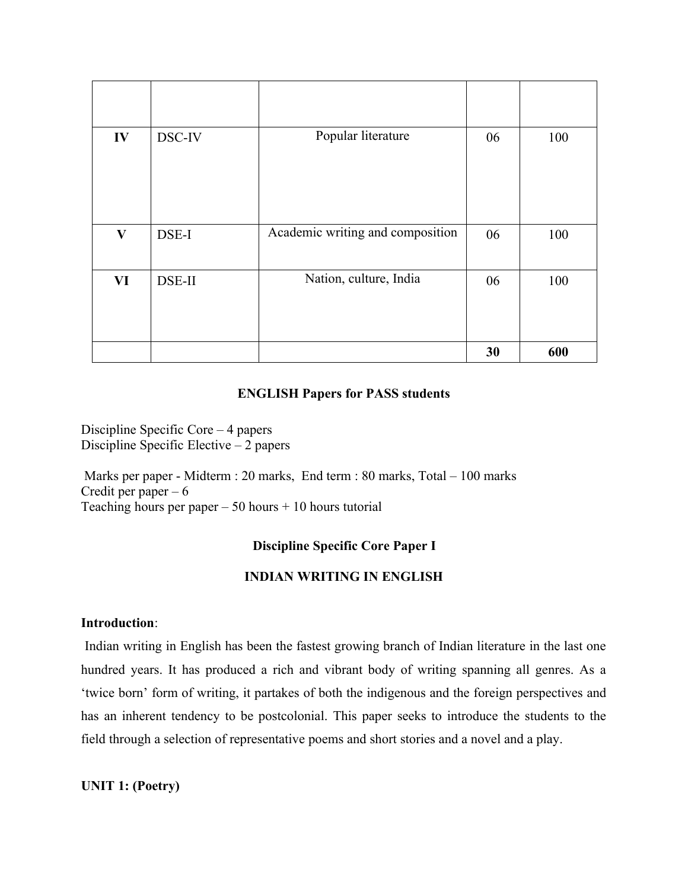| | | | | |
|---|---|---|---|---|
| **IV** | DSC-IV | Popular literature | 06 | 100 |
| **V** | DSE-I | Academic writing and composition | 06 | 100 |
| **VI** | DSE-II | Nation, culture, India | 06 | 100 |
| | | | **30** | **600** |

**ENGLISH Papers for PASS students**

Discipline Specific Core – 4 papers
Discipline Specific Elective – 2 papers

Marks per paper - Midterm : 20 marks, End term : 80 marks, Total – 100 marks
Credit per paper – 6
Teaching hours per paper – 50 hours + 10 hours tutorial

**Discipline Specific Core Paper I**

**INDIAN WRITING IN ENGLISH**

**Introduction**:

Indian writing in English has been the fastest growing branch of Indian literature in the last one hundred years. It has produced a rich and vibrant body of writing spanning all genres. As a 'twice born' form of writing, it partakes of both the indigenous and the foreign perspectives and has an inherent tendency to be postcolonial. This paper seeks to introduce the students to the field through a selection of representative poems and short stories and a novel and a play.

**UNIT 1: (Poetry)**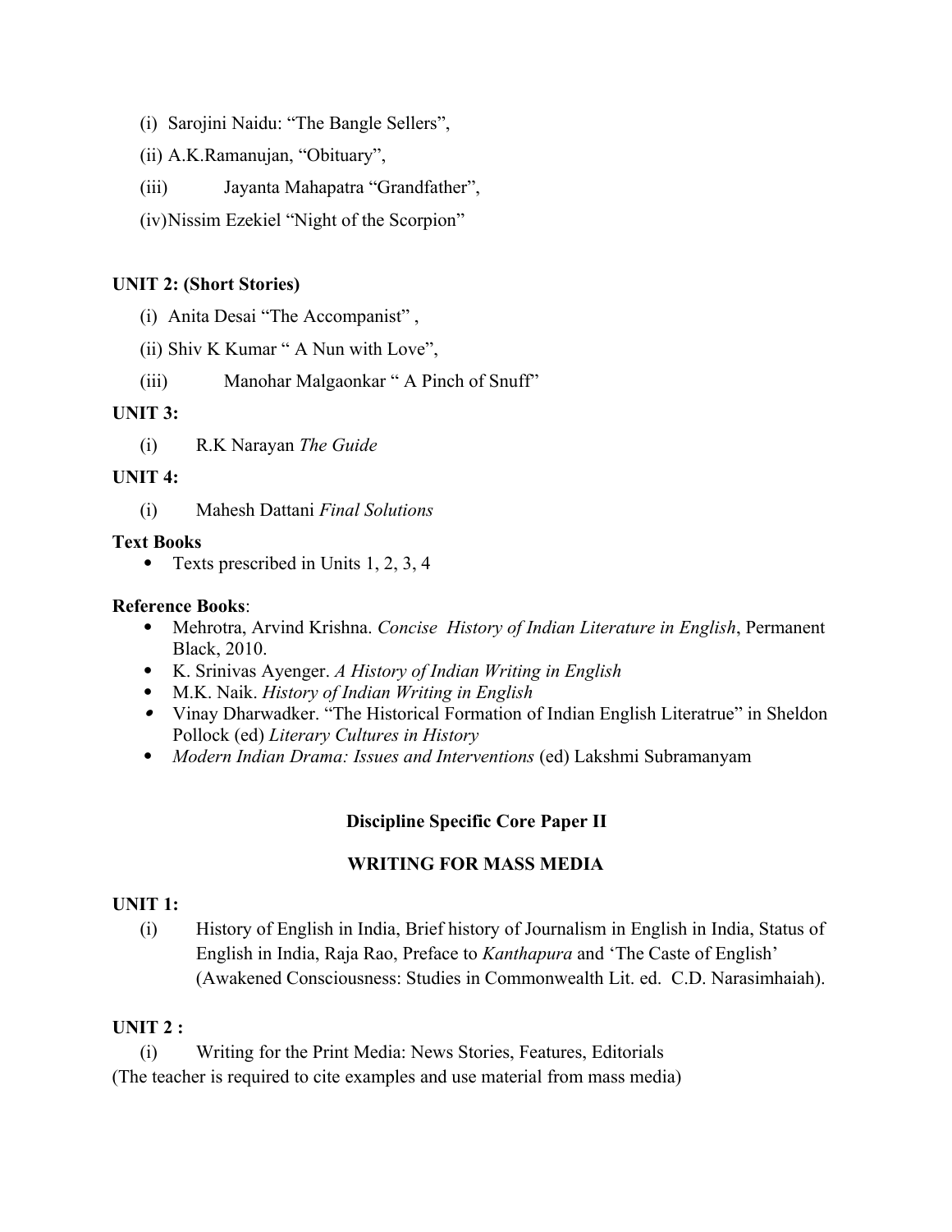(i) Sarojini Naidu: "The Bangle Sellers",

(ii) A.K.Ramanujan, "Obituary",

(iii) Jayanta Mahapatra "Grandfather",

(iv) Nissim Ezekiel "Night of the Scorpion"

**UNIT 2: (Short Stories)**

(i) Anita Desai "The Accompanist" ,

(ii) Shiv K Kumar " A Nun with Love",

(iii) Manohar Malgaonkar " A Pinch of Snuff"

**UNIT 3:**

(i) R.K Narayan *The Guide*

**UNIT 4:**

(i) Mahesh Dattani *Final Solutions*

**Text Books**

- Texts prescribed in Units 1, 2, 3, 4

**Reference Books**:

- Mehrotra, Arvind Krishna. *Concise History of Indian Literature in English*, Permanent Black, 2010.
- K. Srinivas Ayenger. *A History of Indian Writing in English*
- M.K. Naik. *History of Indian Writing in English*
- Vinay Dharwadker. "The Historical Formation of Indian English Literatrue" in Sheldon Pollock (ed) *Literary Cultures in History*
- *Modern Indian Drama: Issues and Interventions* (ed) Lakshmi Subramanyam

## Discipline Specific Core Paper II

## WRITING FOR MASS MEDIA

**UNIT 1:**

(i) History of English in India, Brief history of Journalism in English in India, Status of English in India, Raja Rao, Preface to *Kanthapura* and 'The Caste of English' (Awakened Consciousness: Studies in Commonwealth Lit. ed. C.D. Narasimhaiah).

**UNIT 2 :**

(i) Writing for the Print Media: News Stories, Features, Editorials

(The teacher is required to cite examples and use material from mass media)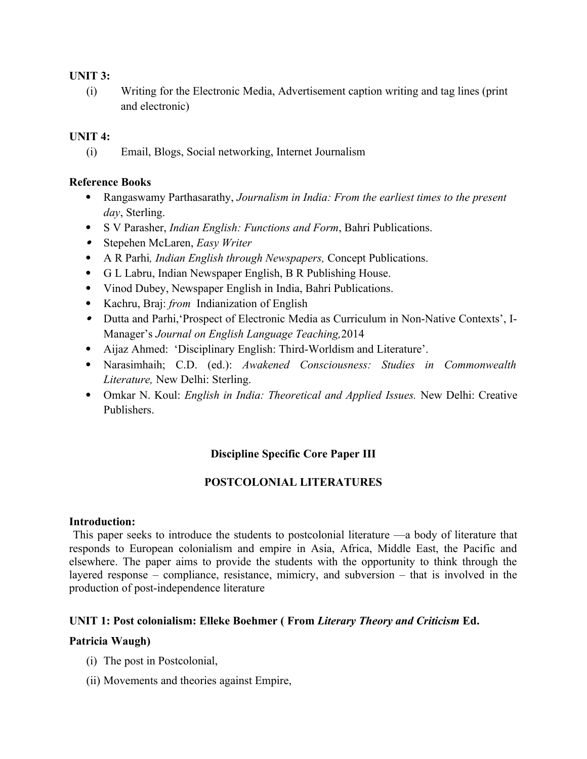**UNIT 3:**

(i) Writing for the Electronic Media, Advertisement caption writing and tag lines (print and electronic)

**UNIT 4:**

(i) Email, Blogs, Social networking, Internet Journalism

**Reference Books**

- Rangaswamy Parthasarathy, *Journalism in India: From the earliest times to the present day*, Sterling.
- S V Parasher, *Indian English: Functions and Form*, Bahri Publications.
- Stepehen McLaren, *Easy Writer*
- A R Parhi*, Indian English through Newspapers,* Concept Publications.
- G L Labru, Indian Newspaper English, B R Publishing House.
- Vinod Dubey, Newspaper English in India, Bahri Publications.
- Kachru, Braj: *from* Indianization of English
- Dutta and Parhi,'Prospect of Electronic Media as Curriculum in Non-Native Contexts', I-Manager's *Journal on English Language Teaching,*2014
- Aijaz Ahmed: 'Disciplinary English: Third-Worldism and Literature'.
- Narasimhaih; C.D. (ed.): *Awakened Consciousness: Studies in Commonwealth Literature,* New Delhi: Sterling.
- Omkar N. Koul: *English in India: Theoretical and Applied Issues.* New Delhi: Creative Publishers.

## Discipline Specific Core Paper III

## POSTCOLONIAL LITERATURES

**Introduction:**

This paper seeks to introduce the students to postcolonial literature —a body of literature that responds to European colonialism and empire in Asia, Africa, Middle East, the Pacific and elsewhere. The paper aims to provide the students with the opportunity to think through the layered response – compliance, resistance, mimicry, and subversion – that is involved in the production of post-independence literature

**UNIT 1: Post colonialism: Elleke Boehmer ( From *Literary Theory and Criticism* Ed. Patricia Waugh)**

(i) The post in Postcolonial,

(ii) Movements and theories against Empire,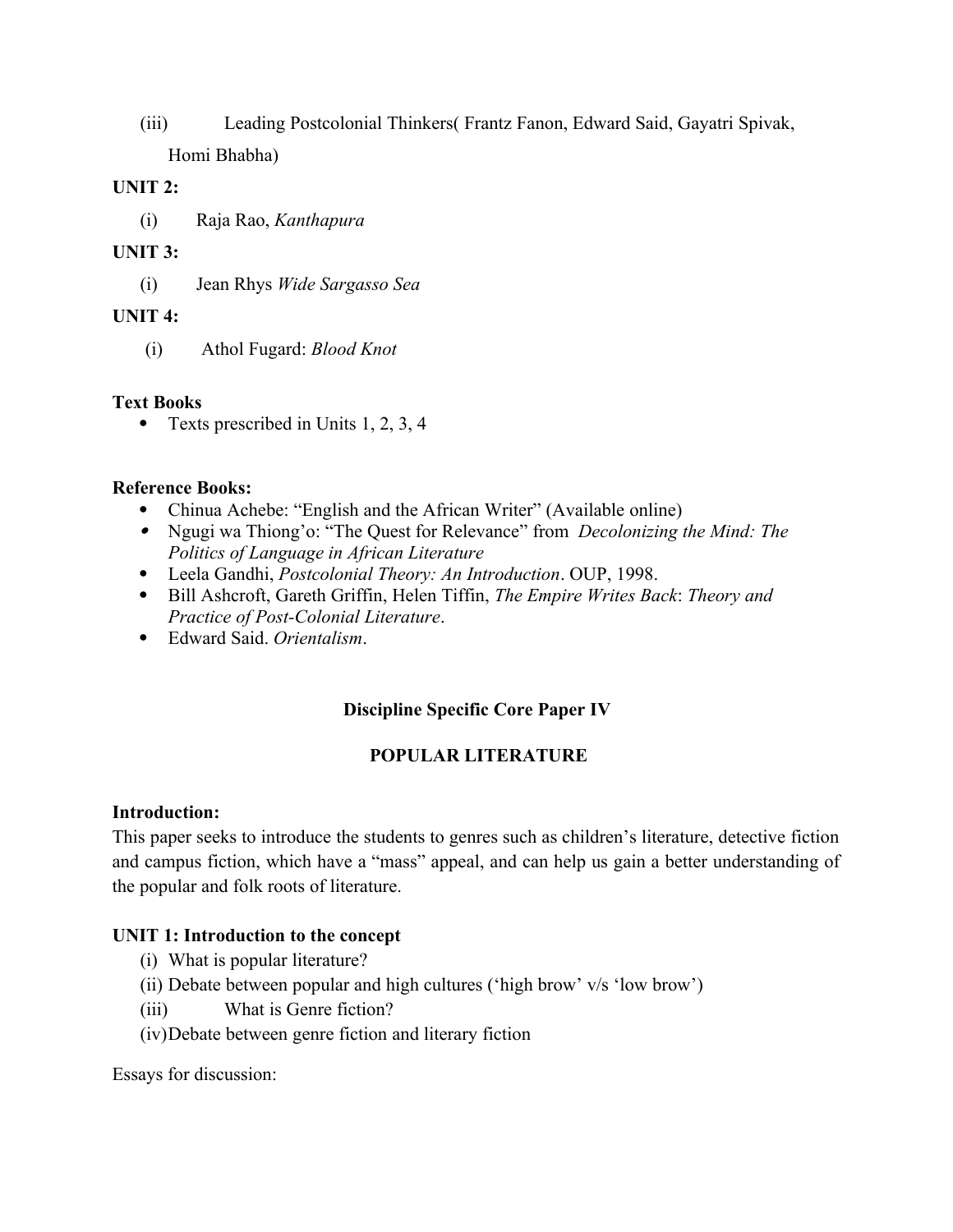(iii) Leading Postcolonial Thinkers( Frantz Fanon, Edward Said, Gayatri Spivak, Homi Bhabha)

**UNIT 2:**

(i) Raja Rao, *Kanthapura*

**UNIT 3:**

(i) Jean Rhys *Wide Sargasso Sea*

**UNIT 4:**

(i) Athol Fugard: *Blood Knot*

**Text Books**

- Texts prescribed in Units 1, 2, 3, 4

**Reference Books:**

- Chinua Achebe: "English and the African Writer" (Available online)
- Ngugi wa Thiong'o: "The Quest for Relevance" from *Decolonizing the Mind: The Politics of Language in African Literature*
- Leela Gandhi, *Postcolonial Theory: An Introduction*. OUP, 1998.
- Bill Ashcroft, Gareth Griffin, Helen Tiffin, *The Empire Writes Back*: *Theory and Practice of Post-Colonial Literature*.
- Edward Said. *Orientalism*.

## Discipline Specific Core Paper IV

## POPULAR LITERATURE

**Introduction:**

This paper seeks to introduce the students to genres such as children's literature, detective fiction and campus fiction, which have a "mass" appeal, and can help us gain a better understanding of the popular and folk roots of literature.

**UNIT 1: Introduction to the concept**

(i) What is popular literature?
(ii) Debate between popular and high cultures ('high brow' v/s 'low brow')
(iii) What is Genre fiction?
(iv) Debate between genre fiction and literary fiction

Essays for discussion: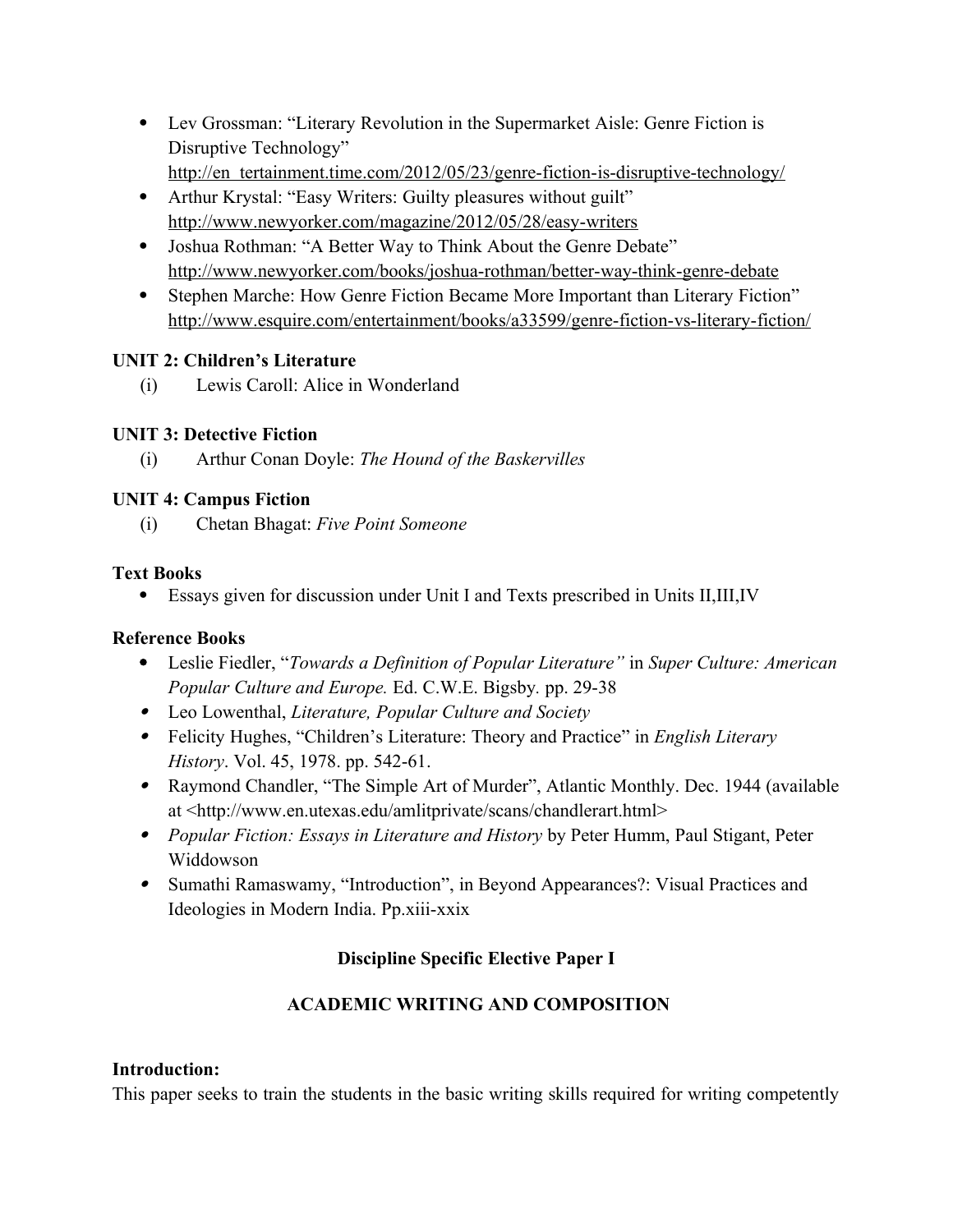- Lev Grossman: "Literary Revolution in the Supermarket Aisle: Genre Fiction is Disruptive Technology" http://en_tertainment.time.com/2012/05/23/genre-fiction-is-disruptive-technology/
- Arthur Krystal: "Easy Writers: Guilty pleasures without guilt" http://www.newyorker.com/magazine/2012/05/28/easy-writers
- Joshua Rothman: "A Better Way to Think About the Genre Debate" http://www.newyorker.com/books/joshua-rothman/better-way-think-genre-debate
- Stephen Marche: How Genre Fiction Became More Important than Literary Fiction" http://www.esquire.com/entertainment/books/a33599/genre-fiction-vs-literary-fiction/

**UNIT 2: Children's Literature**

(i) Lewis Caroll: Alice in Wonderland

**UNIT 3: Detective Fiction**

(i) Arthur Conan Doyle: *The Hound of the Baskervilles*

**UNIT 4: Campus Fiction**

(i) Chetan Bhagat: *Five Point Someone*

**Text Books**

- Essays given for discussion under Unit I and Texts prescribed in Units II,III,IV

**Reference Books**

- Leslie Fiedler, "*Towards a Definition of Popular Literature"* in *Super Culture: American Popular Culture and Europe.* Ed. C.W.E. Bigsby. pp. 29-38
- Leo Lowenthal, *Literature, Popular Culture and Society*
- Felicity Hughes, "Children's Literature: Theory and Practice" in *English Literary History*. Vol. 45, 1978. pp. 542-61.
- Raymond Chandler, "The Simple Art of Murder", Atlantic Monthly. Dec. 1944 (available at <http://www.en.utexas.edu/amlitprivate/scans/chandlerart.html>
- *Popular Fiction: Essays in Literature and History* by Peter Humm, Paul Stigant, Peter Widdowson
- Sumathi Ramaswamy, "Introduction", in Beyond Appearances?: Visual Practices and Ideologies in Modern India. Pp.xiii-xxix

## Discipline Specific Elective Paper I

## ACADEMIC WRITING AND COMPOSITION

**Introduction:**

This paper seeks to train the students in the basic writing skills required for writing competently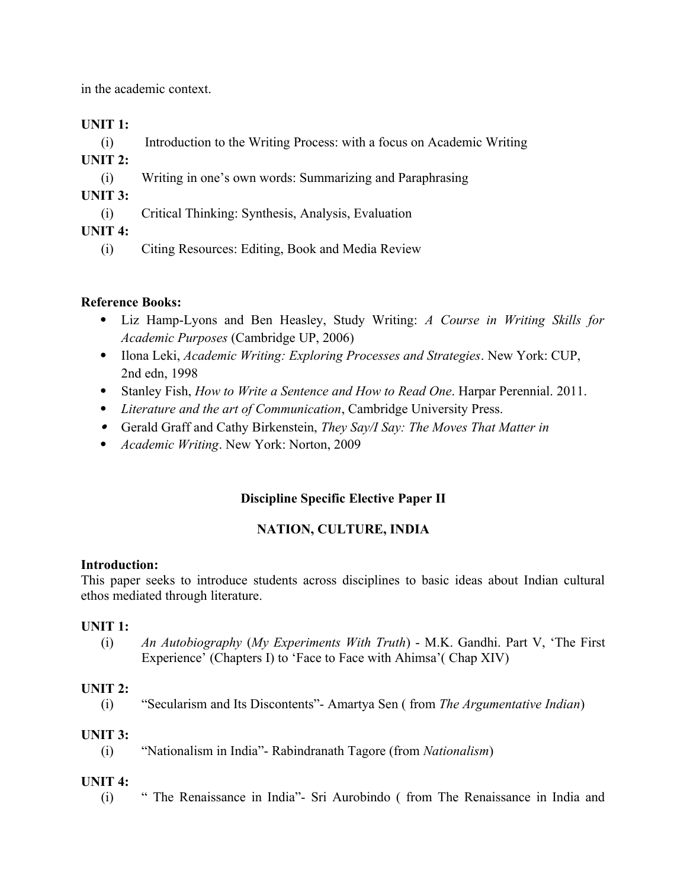in the academic context.

**UNIT 1:**

(i) Introduction to the Writing Process: with a focus on Academic Writing

**UNIT 2:**

(i) Writing in one's own words: Summarizing and Paraphrasing

**UNIT 3:**

(i) Critical Thinking: Synthesis, Analysis, Evaluation

**UNIT 4:**

(i) Citing Resources: Editing, Book and Media Review

**Reference Books:**

- Liz Hamp-Lyons and Ben Heasley, Study Writing: *A Course in Writing Skills for Academic Purposes* (Cambridge UP, 2006)
- Ilona Leki, *Academic Writing: Exploring Processes and Strategies*. New York: CUP, 2nd edn, 1998
- Stanley Fish, *How to Write a Sentence and How to Read One*. Harpar Perennial. 2011.
- *Literature and the art of Communication*, Cambridge University Press.
- Gerald Graff and Cathy Birkenstein, *They Say/I Say: The Moves That Matter in*
- *Academic Writing*. New York: Norton, 2009

## Discipline Specific Elective Paper II

## NATION, CULTURE, INDIA

**Introduction:**
This paper seeks to introduce students across disciplines to basic ideas about Indian cultural ethos mediated through literature.

**UNIT 1:**

(i) *An Autobiography* (*My Experiments With Truth*) - M.K. Gandhi. Part V, 'The First Experience' (Chapters I) to 'Face to Face with Ahimsa'( Chap XIV)

**UNIT 2:**

(i) "Secularism and Its Discontents"- Amartya Sen ( from *The Argumentative Indian*)

**UNIT 3:**

(i) "Nationalism in India"- Rabindranath Tagore (from *Nationalism*)

**UNIT 4:**

(i) " The Renaissance in India"- Sri Aurobindo ( from The Renaissance in India and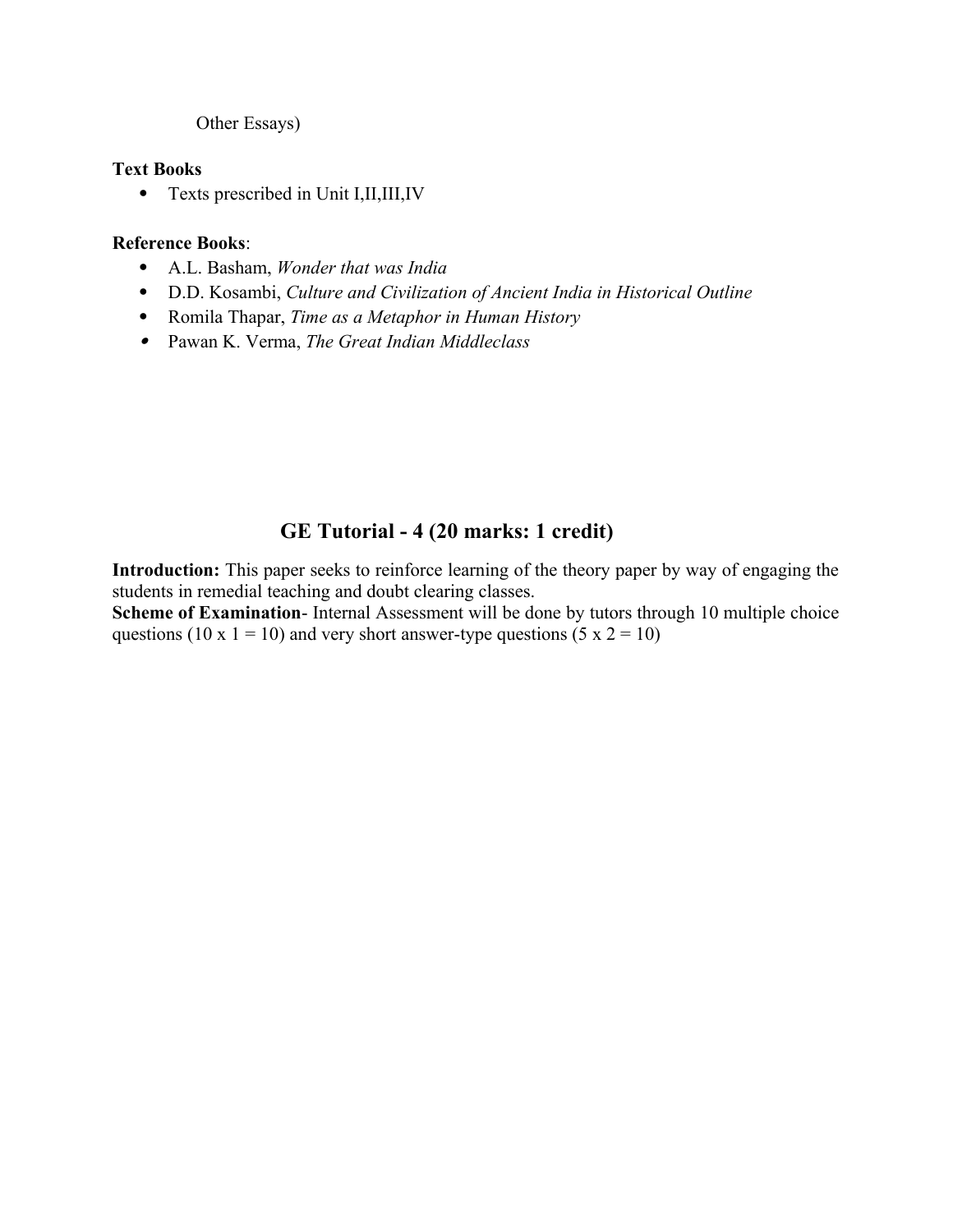Other Essays)

**Text Books**

- Texts prescribed in Unit I,II,III,IV

**Reference Books**:

- A.L. Basham, *Wonder that was India*
- D.D. Kosambi, *Culture and Civilization of Ancient India in Historical Outline*
- Romila Thapar, *Time as a Metaphor in Human History*
- Pawan K. Verma, *The Great Indian Middleclass*

## GE Tutorial - 4 (20 marks: 1 credit)

**Introduction:** This paper seeks to reinforce learning of the theory paper by way of engaging the students in remedial teaching and doubt clearing classes.

**Scheme of Examination**- Internal Assessment will be done by tutors through 10 multiple choice questions (10 x 1 = 10) and very short answer-type questions (5 x 2 = 10)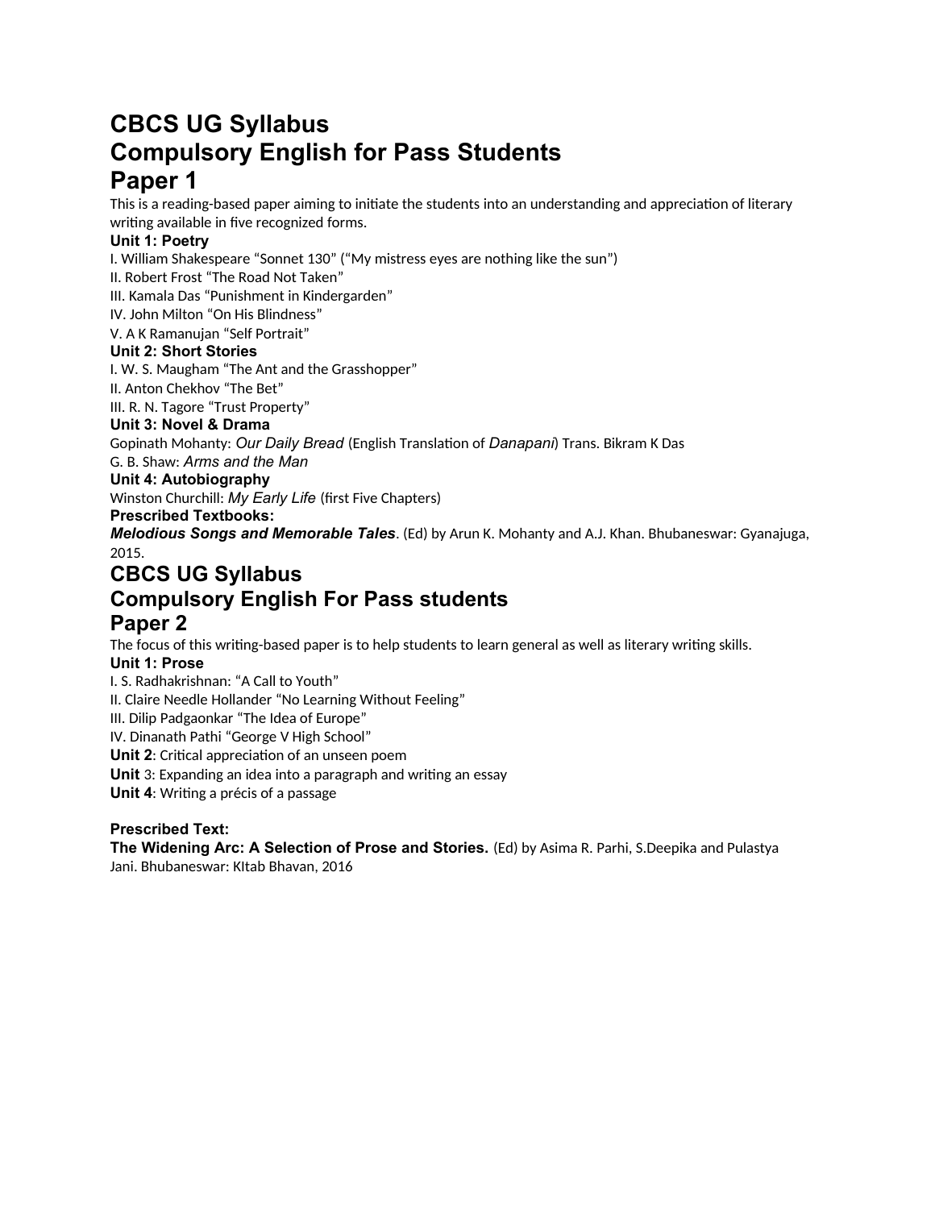# CBCS UG Syllabus
# Compulsory English for Pass Students
# Paper 1

This is a reading-based paper aiming to initiate the students into an understanding and appreciation of literary writing available in five recognized forms.

**Unit 1: Poetry**

I. William Shakespeare "Sonnet 130" ("My mistress eyes are nothing like the sun")
II. Robert Frost "The Road Not Taken"
III. Kamala Das "Punishment in Kindergarden"
IV. John Milton "On His Blindness"
V. A K Ramanujan "Self Portrait"

**Unit 2: Short Stories**

I. W. S. Maugham "The Ant and the Grasshopper"
II. Anton Chekhov "The Bet"
III. R. N. Tagore "Trust Property"

**Unit 3: Novel & Drama**

Gopinath Mohanty: *Our Daily Bread* (English Translation of *Danapani*) Trans. Bikram K Das
G. B. Shaw: *Arms and the Man*

**Unit 4: Autobiography**

Winston Churchill: *My Early Life* (first Five Chapters)

**Prescribed Textbooks:**

***Melodious Songs and Memorable Tales***. (Ed) by Arun K. Mohanty and A.J. Khan. Bhubaneswar: Gyanajuga, 2015.

# CBCS UG Syllabus
# Compulsory English For Pass students
# Paper 2

The focus of this writing-based paper is to help students to learn general as well as literary writing skills.

**Unit 1: Prose**

I. S. Radhakrishnan: "A Call to Youth"
II. Claire Needle Hollander "No Learning Without Feeling"
III. Dilip Padgaonkar "The Idea of Europe"
IV. Dinanath Pathi "George V High School"

**Unit 2**: Critical appreciation of an unseen poem
**Unit** 3: Expanding an idea into a paragraph and writing an essay
**Unit 4**: Writing a précis of a passage

**Prescribed Text:**

**The Widening Arc: A Selection of Prose and Stories.** (Ed) by Asima R. Parhi, S.Deepika and Pulastya Jani. Bhubaneswar: KItab Bhavan, 2016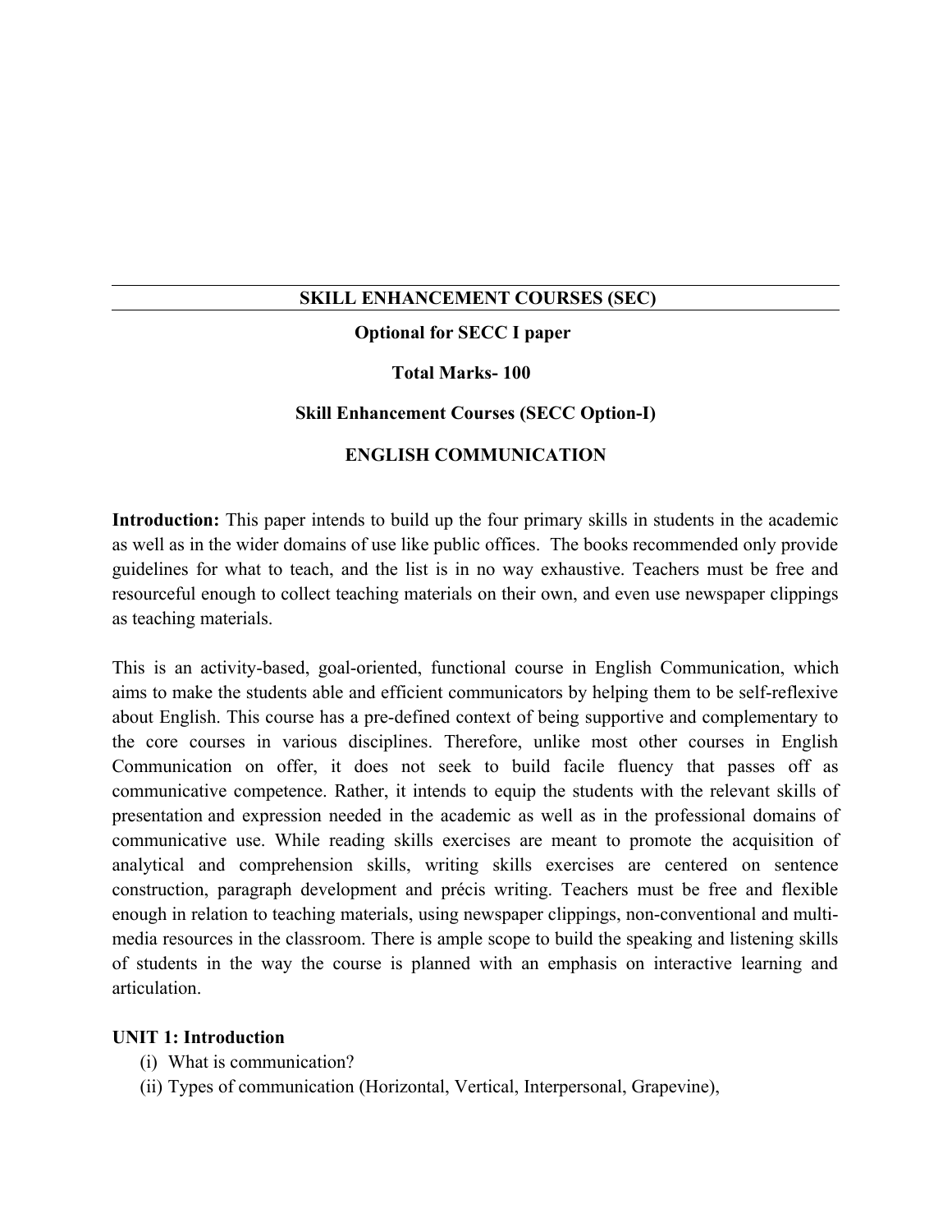## SKILL ENHANCEMENT COURSES (SEC)

**Optional for SECC I paper**

**Total Marks- 100**

**Skill Enhancement Courses (SECC Option-I)**

**ENGLISH COMMUNICATION**

**Introduction:** This paper intends to build up the four primary skills in students in the academic as well as in the wider domains of use like public offices. The books recommended only provide guidelines for what to teach, and the list is in no way exhaustive. Teachers must be free and resourceful enough to collect teaching materials on their own, and even use newspaper clippings as teaching materials.

This is an activity-based, goal-oriented, functional course in English Communication, which aims to make the students able and efficient communicators by helping them to be self-reflexive about English. This course has a pre-defined context of being supportive and complementary to the core courses in various disciplines. Therefore, unlike most other courses in English Communication on offer, it does not seek to build facile fluency that passes off as communicative competence. Rather, it intends to equip the students with the relevant skills of presentation and expression needed in the academic as well as in the professional domains of communicative use. While reading skills exercises are meant to promote the acquisition of analytical and comprehension skills, writing skills exercises are centered on sentence construction, paragraph development and précis writing. Teachers must be free and flexible enough in relation to teaching materials, using newspaper clippings, non-conventional and multi-media resources in the classroom. There is ample scope to build the speaking and listening skills of students in the way the course is planned with an emphasis on interactive learning and articulation.

**UNIT 1: Introduction**

(i) What is communication?
(ii) Types of communication (Horizontal, Vertical, Interpersonal, Grapevine),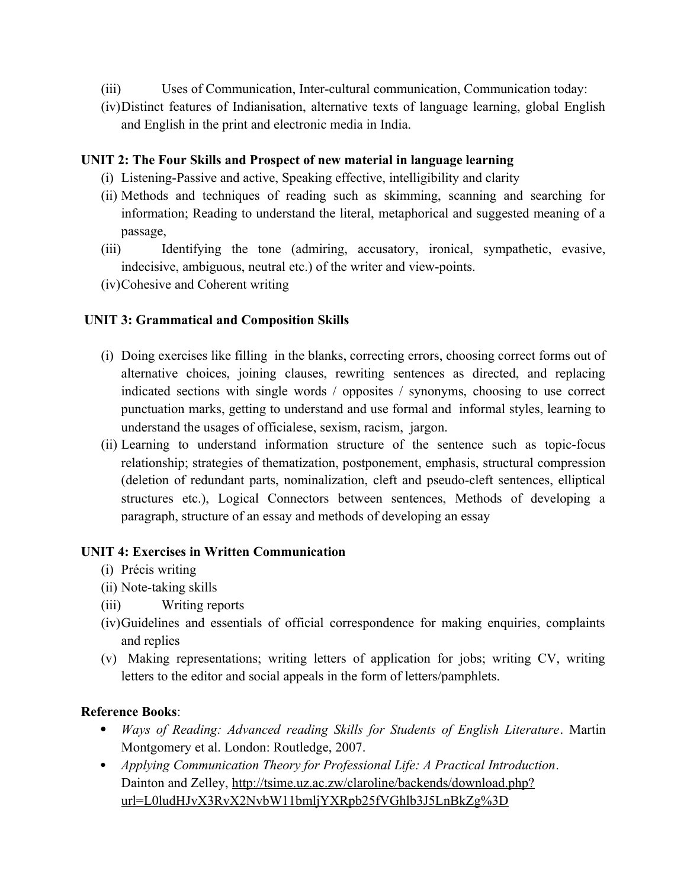(iii) Uses of Communication, Inter-cultural communication, Communication today:

(iv) Distinct features of Indianisation, alternative texts of language learning, global English and English in the print and electronic media in India.

**UNIT 2: The Four Skills and Prospect of new material in language learning**

(i) Listening-Passive and active, Speaking effective, intelligibility and clarity

(ii) Methods and techniques of reading such as skimming, scanning and searching for information; Reading to understand the literal, metaphorical and suggested meaning of a passage,

(iii) Identifying the tone (admiring, accusatory, ironical, sympathetic, evasive, indecisive, ambiguous, neutral etc.) of the writer and view-points.

(iv) Cohesive and Coherent writing

**UNIT 3: Grammatical and Composition Skills**

(i) Doing exercises like filling in the blanks, correcting errors, choosing correct forms out of alternative choices, joining clauses, rewriting sentences as directed, and replacing indicated sections with single words / opposites / synonyms, choosing to use correct punctuation marks, getting to understand and use formal and informal styles, learning to understand the usages of officialese, sexism, racism, jargon.

(ii) Learning to understand information structure of the sentence such as topic-focus relationship; strategies of thematization, postponement, emphasis, structural compression (deletion of redundant parts, nominalization, cleft and pseudo-cleft sentences, elliptical structures etc.), Logical Connectors between sentences, Methods of developing a paragraph, structure of an essay and methods of developing an essay

**UNIT 4: Exercises in Written Communication**

(i) Précis writing

(ii) Note-taking skills

(iii) Writing reports

(iv) Guidelines and essentials of official correspondence for making enquiries, complaints and replies

(v) Making representations; writing letters of application for jobs; writing CV, writing letters to the editor and social appeals in the form of letters/pamphlets.

**Reference Books**:

- *Ways of Reading: Advanced reading Skills for Students of English Literature*. Martin Montgomery et al. London: Routledge, 2007.
- *Applying Communication Theory for Professional Life: A Practical Introduction*. Dainton and Zelley, http://tsime.uz.ac.zw/claroline/backends/download.php?url=L0ludHJvX3RvX2NvbW11bmljYXRpb25fVGhlb3J5LnBkZg%3D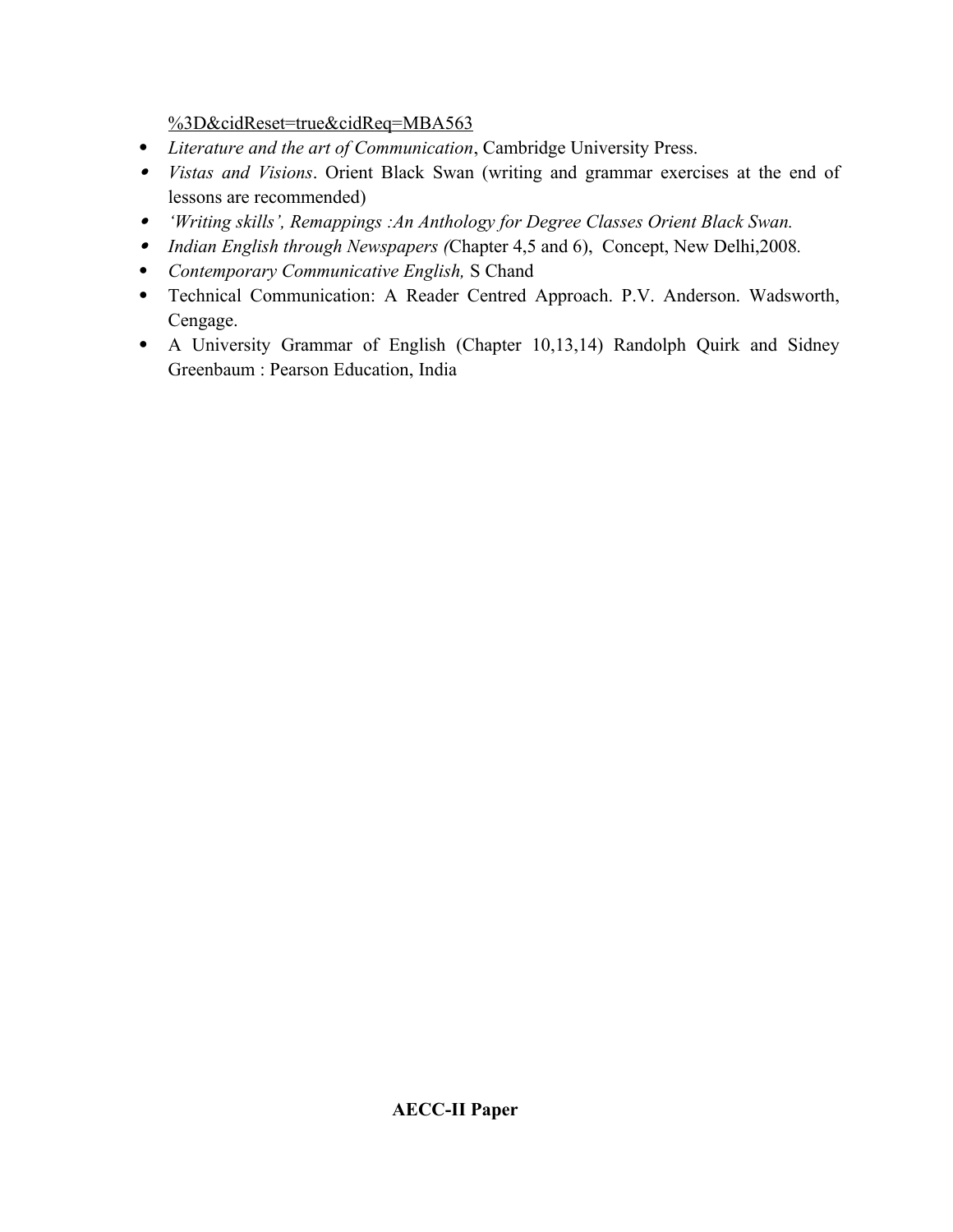%3D&cidReset=true&cidReq=MBA563

- *Literature and the art of Communication*, Cambridge University Press.
- *Vistas and Visions*. Orient Black Swan (writing and grammar exercises at the end of lessons are recommended)
- *'Writing skills', Remappings :An Anthology for Degree Classes Orient Black Swan.*
- *Indian English through Newspapers (*Chapter 4,5 and 6), Concept, New Delhi,2008.
- *Contemporary Communicative English,* S Chand
- Technical Communication: A Reader Centred Approach. P.V. Anderson. Wadsworth, Cengage.
- A University Grammar of English (Chapter 10,13,14) Randolph Quirk and Sidney Greenbaum : Pearson Education, India

**AECC-II Paper**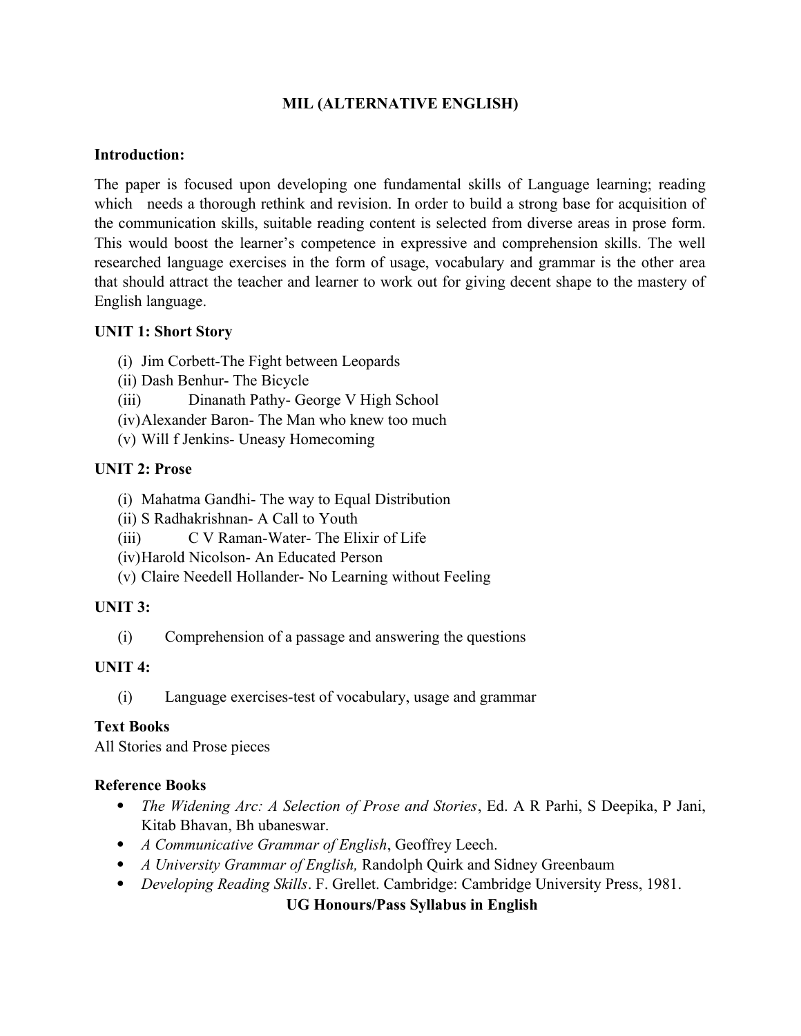# MIL (ALTERNATIVE ENGLISH)

**Introduction:**

The paper is focused upon developing one fundamental skills of Language learning; reading which needs a thorough rethink and revision. In order to build a strong base for acquisition of the communication skills, suitable reading content is selected from diverse areas in prose form. This would boost the learner's competence in expressive and comprehension skills. The well researched language exercises in the form of usage, vocabulary and grammar is the other area that should attract the teacher and learner to work out for giving decent shape to the mastery of English language.

**UNIT 1: Short Story**

(i) Jim Corbett-The Fight between Leopards
(ii) Dash Benhur- The Bicycle
(iii) Dinanath Pathy- George V High School
(iv) Alexander Baron- The Man who knew too much
(v) Will f Jenkins- Uneasy Homecoming

**UNIT 2: Prose**

(i) Mahatma Gandhi- The way to Equal Distribution
(ii) S Radhakrishnan- A Call to Youth
(iii) C V Raman-Water- The Elixir of Life
(iv) Harold Nicolson- An Educated Person
(v) Claire Needell Hollander- No Learning without Feeling

**UNIT 3:**

(i) Comprehension of a passage and answering the questions

**UNIT 4:**

(i) Language exercises-test of vocabulary, usage and grammar

**Text Books**
All Stories and Prose pieces

**Reference Books**

- *The Widening Arc: A Selection of Prose and Stories*, Ed. A R Parhi, S Deepika, P Jani, Kitab Bhavan, Bh ubaneswar.
- *A Communicative Grammar of English*, Geoffrey Leech.
- *A University Grammar of English,* Randolph Quirk and Sidney Greenbaum
- *Developing Reading Skills*. F. Grellet. Cambridge: Cambridge University Press, 1981.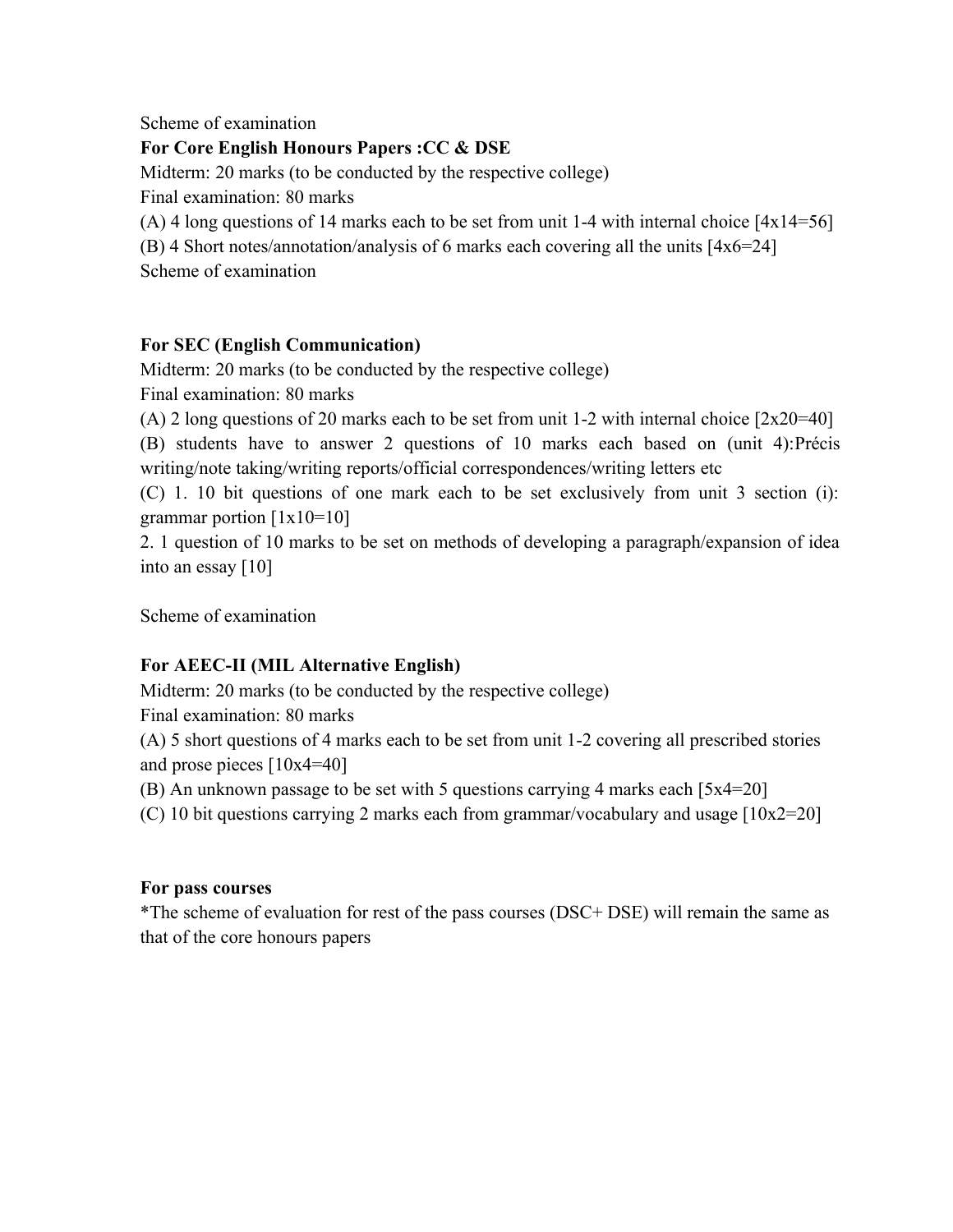Scheme of examination

**For Core English Honours Papers :CC & DSE**

Midterm: 20 marks (to be conducted by the respective college)

Final examination: 80 marks

(A) 4 long questions of 14 marks each to be set from unit 1-4 with internal choice [4x14=56]

(B) 4 Short notes/annotation/analysis of 6 marks each covering all the units [4x6=24]

Scheme of examination

**For SEC (English Communication)**

Midterm: 20 marks (to be conducted by the respective college)

Final examination: 80 marks

(A) 2 long questions of 20 marks each to be set from unit 1-2 with internal choice [2x20=40]

(B) students have to answer 2 questions of 10 marks each based on (unit 4):Précis writing/note taking/writing reports/official correspondences/writing letters etc

(C) 1. 10 bit questions of one mark each to be set exclusively from unit 3 section (i): grammar portion [1x10=10]

2. 1 question of 10 marks to be set on methods of developing a paragraph/expansion of idea into an essay [10]

Scheme of examination

**For AEEC-II (MIL Alternative English)**

Midterm: 20 marks (to be conducted by the respective college)

Final examination: 80 marks

(A) 5 short questions of 4 marks each to be set from unit 1-2 covering all prescribed stories and prose pieces [10x4=40]

(B) An unknown passage to be set with 5 questions carrying 4 marks each [5x4=20]

(C) 10 bit questions carrying 2 marks each from grammar/vocabulary and usage [10x2=20]

**For pass courses**

*The scheme of evaluation for rest of the pass courses (DSC+ DSE) will remain the same as that of the core honours papers